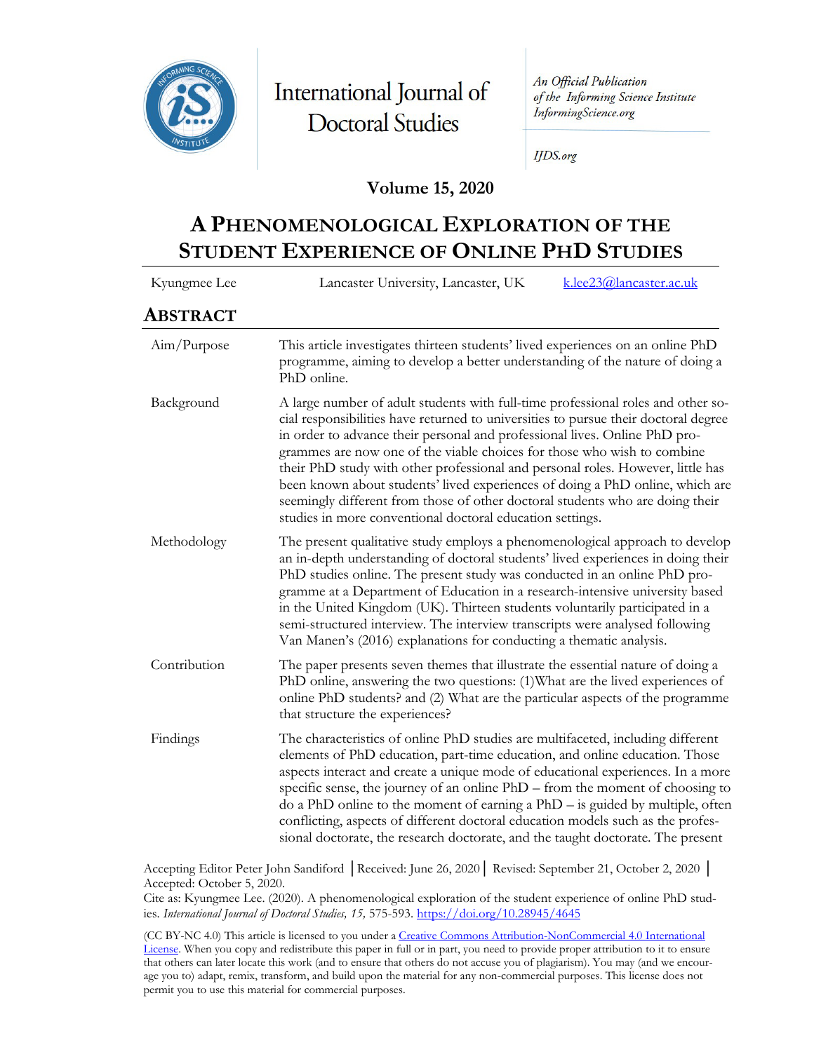International Journal of Doctoral Studies

*An Official Publication of the Informing Science Institute InformingScience.org*

*IJDS.org*

**Volume 15, 2020**

# A PHENOMENOLOGICAL EXPLORATION OF THE STUDENT EXPERIENCE OF ONLINE PHD STUDIES

| Kyungmee Lee | Lancaster University, Lancaster, UK | k.lee23@lancaster.ac.uk |
|---|---|---|

## ABSTRACT

| | |
|---|---|
| Aim/Purpose | This article investigates thirteen students' lived experiences on an online PhD programme, aiming to develop a better understanding of the nature of doing a PhD online. |
| Background | A large number of adult students with full-time professional roles and other social responsibilities have returned to universities to pursue their doctoral degree in order to advance their personal and professional lives. Online PhD programmes are now one of the viable choices for those who wish to combine their PhD study with other professional and personal roles. However, little has been known about students' lived experiences of doing a PhD online, which are seemingly different from those of other doctoral students who are doing their studies in more conventional doctoral education settings. |
| Methodology | The present qualitative study employs a phenomenological approach to develop an in-depth understanding of doctoral students' lived experiences in doing their PhD studies online. The present study was conducted in an online PhD programme at a Department of Education in a research-intensive university based in the United Kingdom (UK). Thirteen students voluntarily participated in a semi-structured interview. The interview transcripts were analysed following Van Manen's (2016) explanations for conducting a thematic analysis. |
| Contribution | The paper presents seven themes that illustrate the essential nature of doing a PhD online, answering the two questions: (1)What are the lived experiences of online PhD students? and (2) What are the particular aspects of the programme that structure the experiences? |
| Findings | The characteristics of online PhD studies are multifaceted, including different elements of PhD education, part-time education, and online education. Those aspects interact and create a unique mode of educational experiences. In a more specific sense, the journey of an online PhD – from the moment of choosing to do a PhD online to the moment of earning a PhD – is guided by multiple, often conflicting, aspects of different doctoral education models such as the professional doctorate, the research doctorate, and the taught doctorate. The present |

Accepting Editor Peter John Sandiford │Received: June 26, 2020│ Revised: September 21, October 2, 2020 │ Accepted: October 5, 2020.

Cite as: Kyungmee Lee. (2020). A phenomenological exploration of the student experience of online PhD studies. *International Journal of Doctoral Studies, 15,* 575-593. https://doi.org/10.28945/4645

(CC BY-NC 4.0) This article is licensed to you under a Creative Commons Attribution-NonCommercial 4.0 International License. When you copy and redistribute this paper in full or in part, you need to provide proper attribution to it to ensure that others can later locate this work (and to ensure that others do not accuse you of plagiarism). You may (and we encourage you to) adapt, remix, transform, and build upon the material for any non-commercial purposes. This license does not permit you to use this material for commercial purposes.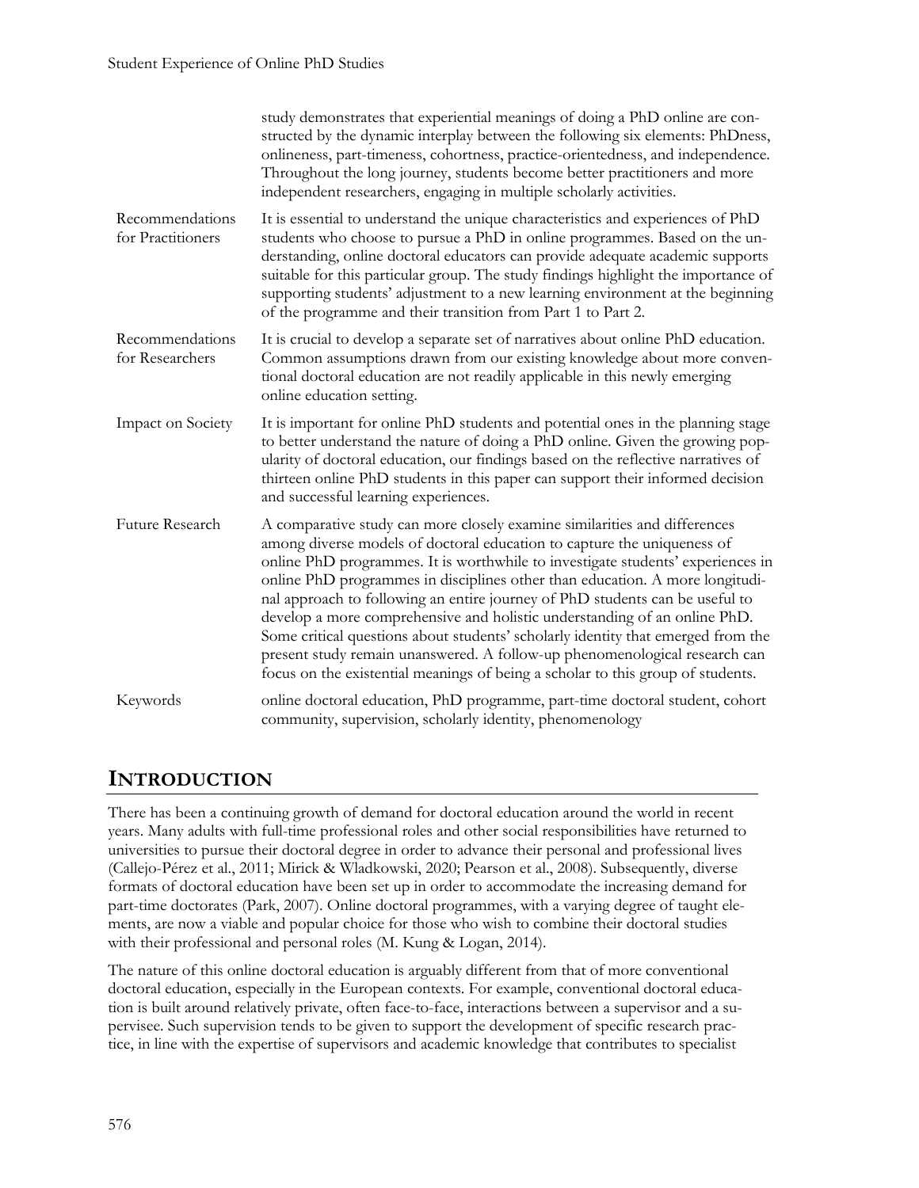| | |
|---|---|
| | study demonstrates that experiential meanings of doing a PhD online are constructed by the dynamic interplay between the following six elements: PhDness, onlineness, part-timeness, cohortness, practice-orientedness, and independence. Throughout the long journey, students become better practitioners and more independent researchers, engaging in multiple scholarly activities. |
| Recommendations for Practitioners | It is essential to understand the unique characteristics and experiences of PhD students who choose to pursue a PhD in online programmes. Based on the understanding, online doctoral educators can provide adequate academic supports suitable for this particular group. The study findings highlight the importance of supporting students' adjustment to a new learning environment at the beginning of the programme and their transition from Part 1 to Part 2. |
| Recommendations for Researchers | It is crucial to develop a separate set of narratives about online PhD education. Common assumptions drawn from our existing knowledge about more conventional doctoral education are not readily applicable in this newly emerging online education setting. |
| Impact on Society | It is important for online PhD students and potential ones in the planning stage to better understand the nature of doing a PhD online. Given the growing popularity of doctoral education, our findings based on the reflective narratives of thirteen online PhD students in this paper can support their informed decision and successful learning experiences. |
| Future Research | A comparative study can more closely examine similarities and differences among diverse models of doctoral education to capture the uniqueness of online PhD programmes. It is worthwhile to investigate students' experiences in online PhD programmes in disciplines other than education. A more longitudinal approach to following an entire journey of PhD students can be useful to develop a more comprehensive and holistic understanding of an online PhD. Some critical questions about students' scholarly identity that emerged from the present study remain unanswered. A follow-up phenomenological research can focus on the existential meanings of being a scholar to this group of students. |
| Keywords | online doctoral education, PhD programme, part-time doctoral student, cohort community, supervision, scholarly identity, phenomenology |

## INTRODUCTION

There has been a continuing growth of demand for doctoral education around the world in recent years. Many adults with full-time professional roles and other social responsibilities have returned to universities to pursue their doctoral degree in order to advance their personal and professional lives (Callejo-Pérez et al., 2011; Mirick & Wladkowski, 2020; Pearson et al., 2008). Subsequently, diverse formats of doctoral education have been set up in order to accommodate the increasing demand for part-time doctorates (Park, 2007). Online doctoral programmes, with a varying degree of taught elements, are now a viable and popular choice for those who wish to combine their doctoral studies with their professional and personal roles (M. Kung & Logan, 2014).

The nature of this online doctoral education is arguably different from that of more conventional doctoral education, especially in the European contexts. For example, conventional doctoral education is built around relatively private, often face-to-face, interactions between a supervisor and a supervisee. Such supervision tends to be given to support the development of specific research practice, in line with the expertise of supervisors and academic knowledge that contributes to specialist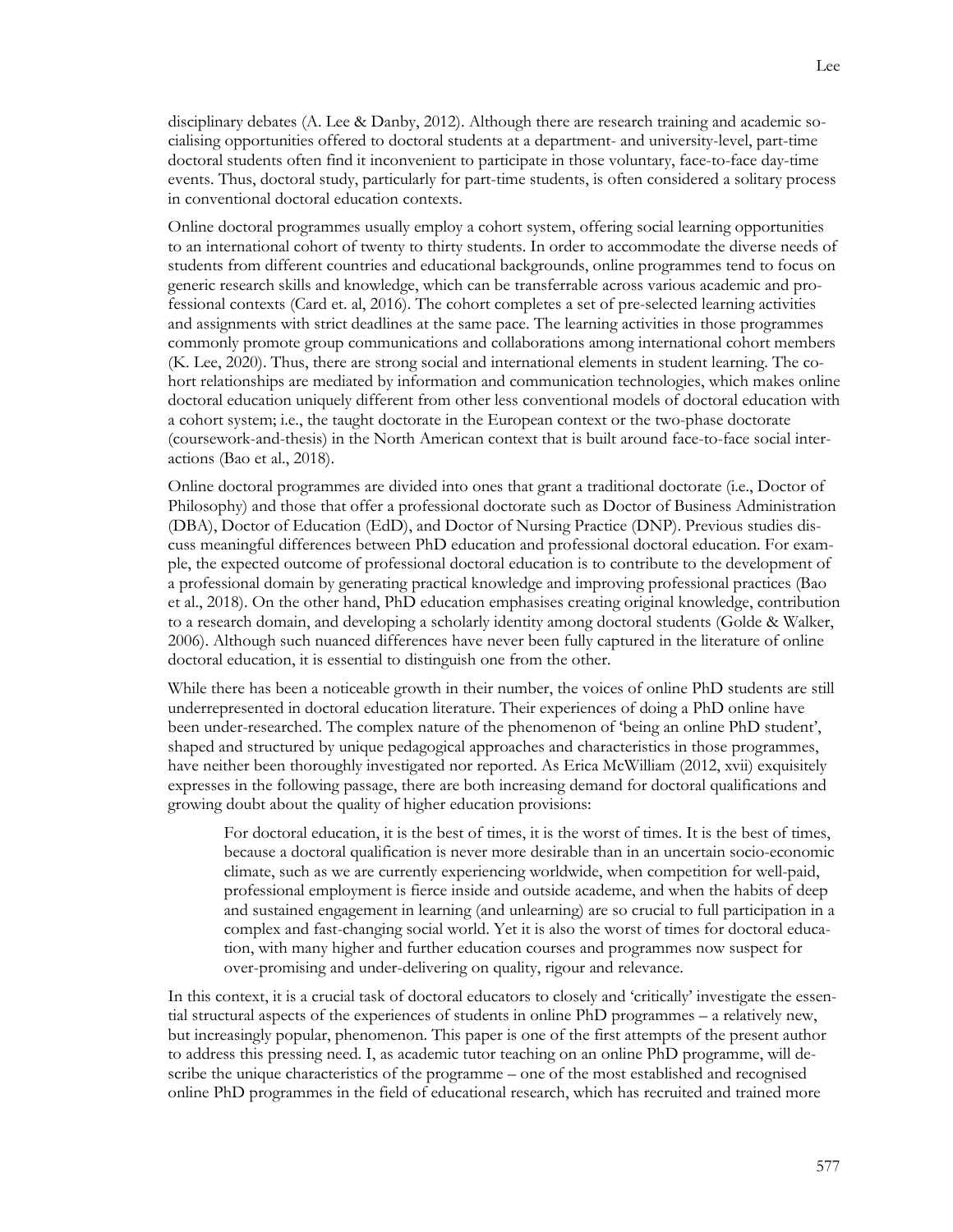disciplinary debates (A. Lee & Danby, 2012). Although there are research training and academic socialising opportunities offered to doctoral students at a department- and university-level, part-time doctoral students often find it inconvenient to participate in those voluntary, face-to-face day-time events. Thus, doctoral study, particularly for part-time students, is often considered a solitary process in conventional doctoral education contexts.

Online doctoral programmes usually employ a cohort system, offering social learning opportunities to an international cohort of twenty to thirty students. In order to accommodate the diverse needs of students from different countries and educational backgrounds, online programmes tend to focus on generic research skills and knowledge, which can be transferrable across various academic and professional contexts (Card et. al, 2016). The cohort completes a set of pre-selected learning activities and assignments with strict deadlines at the same pace. The learning activities in those programmes commonly promote group communications and collaborations among international cohort members (K. Lee, 2020). Thus, there are strong social and international elements in student learning. The cohort relationships are mediated by information and communication technologies, which makes online doctoral education uniquely different from other less conventional models of doctoral education with a cohort system; i.e., the taught doctorate in the European context or the two-phase doctorate (coursework-and-thesis) in the North American context that is built around face-to-face social interactions (Bao et al., 2018).

Online doctoral programmes are divided into ones that grant a traditional doctorate (i.e., Doctor of Philosophy) and those that offer a professional doctorate such as Doctor of Business Administration (DBA), Doctor of Education (EdD), and Doctor of Nursing Practice (DNP). Previous studies discuss meaningful differences between PhD education and professional doctoral education. For example, the expected outcome of professional doctoral education is to contribute to the development of a professional domain by generating practical knowledge and improving professional practices (Bao et al., 2018). On the other hand, PhD education emphasises creating original knowledge, contribution to a research domain, and developing a scholarly identity among doctoral students (Golde & Walker, 2006). Although such nuanced differences have never been fully captured in the literature of online doctoral education, it is essential to distinguish one from the other.

While there has been a noticeable growth in their number, the voices of online PhD students are still underrepresented in doctoral education literature. Their experiences of doing a PhD online have been under-researched. The complex nature of the phenomenon of 'being an online PhD student', shaped and structured by unique pedagogical approaches and characteristics in those programmes, have neither been thoroughly investigated nor reported. As Erica McWilliam (2012, xvii) exquisitely expresses in the following passage, there are both increasing demand for doctoral qualifications and growing doubt about the quality of higher education provisions:

> For doctoral education, it is the best of times, it is the worst of times. It is the best of times, because a doctoral qualification is never more desirable than in an uncertain socio-economic climate, such as we are currently experiencing worldwide, when competition for well-paid, professional employment is fierce inside and outside academe, and when the habits of deep and sustained engagement in learning (and unlearning) are so crucial to full participation in a complex and fast-changing social world. Yet it is also the worst of times for doctoral education, with many higher and further education courses and programmes now suspect for over-promising and under-delivering on quality, rigour and relevance.

In this context, it is a crucial task of doctoral educators to closely and 'critically' investigate the essential structural aspects of the experiences of students in online PhD programmes – a relatively new, but increasingly popular, phenomenon. This paper is one of the first attempts of the present author to address this pressing need. I, as academic tutor teaching on an online PhD programme, will describe the unique characteristics of the programme – one of the most established and recognised online PhD programmes in the field of educational research, which has recruited and trained more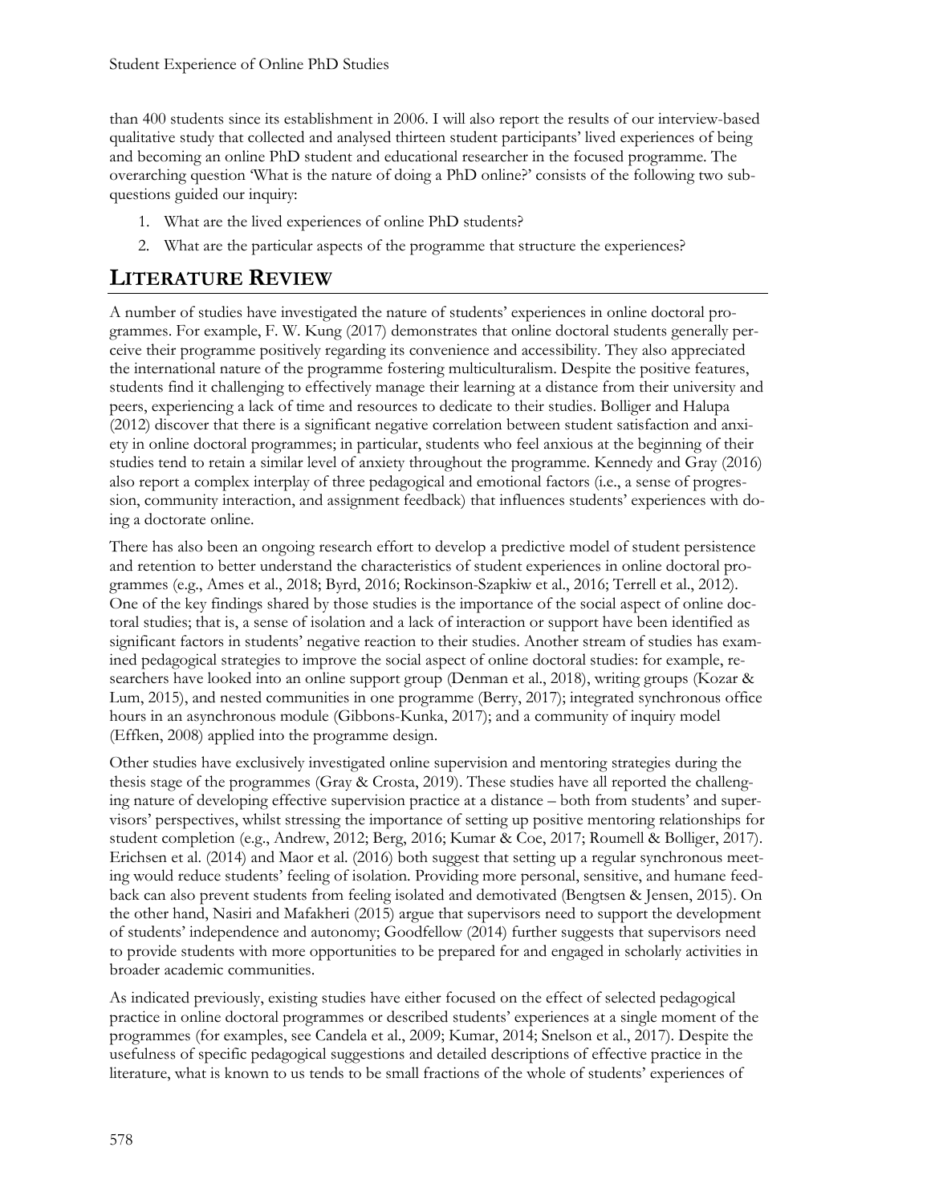than 400 students since its establishment in 2006. I will also report the results of our interview-based qualitative study that collected and analysed thirteen student participants' lived experiences of being and becoming an online PhD student and educational researcher in the focused programme. The overarching question 'What is the nature of doing a PhD online?' consists of the following two sub-questions guided our inquiry:

1. What are the lived experiences of online PhD students?
2. What are the particular aspects of the programme that structure the experiences?

## LITERATURE REVIEW

A number of studies have investigated the nature of students' experiences in online doctoral programmes. For example, F. W. Kung (2017) demonstrates that online doctoral students generally perceive their programme positively regarding its convenience and accessibility. They also appreciated the international nature of the programme fostering multiculturalism. Despite the positive features, students find it challenging to effectively manage their learning at a distance from their university and peers, experiencing a lack of time and resources to dedicate to their studies. Bolliger and Halupa (2012) discover that there is a significant negative correlation between student satisfaction and anxiety in online doctoral programmes; in particular, students who feel anxious at the beginning of their studies tend to retain a similar level of anxiety throughout the programme. Kennedy and Gray (2016) also report a complex interplay of three pedagogical and emotional factors (i.e., a sense of progression, community interaction, and assignment feedback) that influences students' experiences with doing a doctorate online.

There has also been an ongoing research effort to develop a predictive model of student persistence and retention to better understand the characteristics of student experiences in online doctoral programmes (e.g., Ames et al., 2018; Byrd, 2016; Rockinson-Szapkiw et al., 2016; Terrell et al., 2012). One of the key findings shared by those studies is the importance of the social aspect of online doctoral studies; that is, a sense of isolation and a lack of interaction or support have been identified as significant factors in students' negative reaction to their studies. Another stream of studies has examined pedagogical strategies to improve the social aspect of online doctoral studies: for example, researchers have looked into an online support group (Denman et al., 2018), writing groups (Kozar & Lum, 2015), and nested communities in one programme (Berry, 2017); integrated synchronous office hours in an asynchronous module (Gibbons-Kunka, 2017); and a community of inquiry model (Effken, 2008) applied into the programme design.

Other studies have exclusively investigated online supervision and mentoring strategies during the thesis stage of the programmes (Gray & Crosta, 2019). These studies have all reported the challenging nature of developing effective supervision practice at a distance – both from students' and supervisors' perspectives, whilst stressing the importance of setting up positive mentoring relationships for student completion (e.g., Andrew, 2012; Berg, 2016; Kumar & Coe, 2017; Roumell & Bolliger, 2017). Erichsen et al. (2014) and Maor et al. (2016) both suggest that setting up a regular synchronous meeting would reduce students' feeling of isolation. Providing more personal, sensitive, and humane feedback can also prevent students from feeling isolated and demotivated (Bengtsen & Jensen, 2015). On the other hand, Nasiri and Mafakheri (2015) argue that supervisors need to support the development of students' independence and autonomy; Goodfellow (2014) further suggests that supervisors need to provide students with more opportunities to be prepared for and engaged in scholarly activities in broader academic communities.

As indicated previously, existing studies have either focused on the effect of selected pedagogical practice in online doctoral programmes or described students' experiences at a single moment of the programmes (for examples, see Candela et al., 2009; Kumar, 2014; Snelson et al., 2017). Despite the usefulness of specific pedagogical suggestions and detailed descriptions of effective practice in the literature, what is known to us tends to be small fractions of the whole of students' experiences of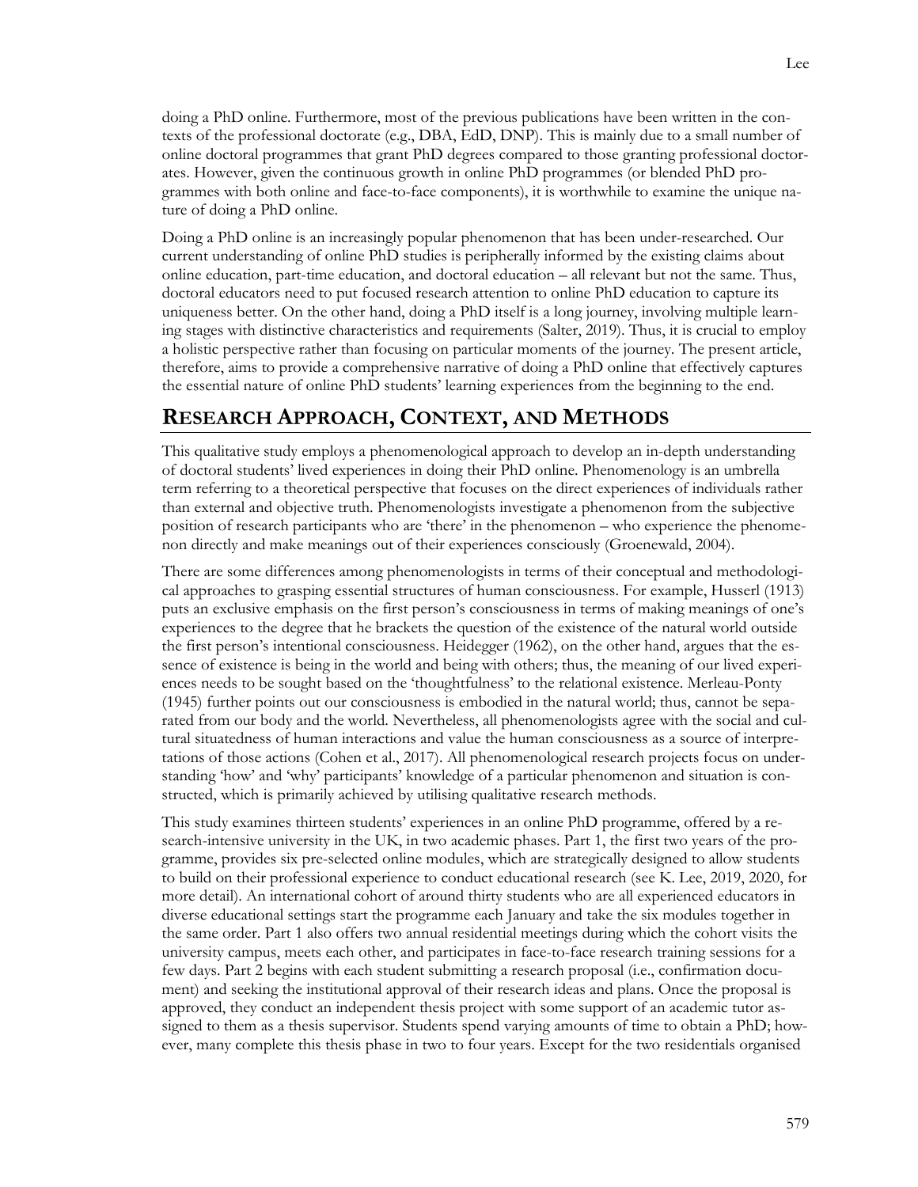doing a PhD online. Furthermore, most of the previous publications have been written in the contexts of the professional doctorate (e.g., DBA, EdD, DNP). This is mainly due to a small number of online doctoral programmes that grant PhD degrees compared to those granting professional doctorates. However, given the continuous growth in online PhD programmes (or blended PhD programmes with both online and face-to-face components), it is worthwhile to examine the unique nature of doing a PhD online.

Doing a PhD online is an increasingly popular phenomenon that has been under-researched. Our current understanding of online PhD studies is peripherally informed by the existing claims about online education, part-time education, and doctoral education – all relevant but not the same. Thus, doctoral educators need to put focused research attention to online PhD education to capture its uniqueness better. On the other hand, doing a PhD itself is a long journey, involving multiple learning stages with distinctive characteristics and requirements (Salter, 2019). Thus, it is crucial to employ a holistic perspective rather than focusing on particular moments of the journey. The present article, therefore, aims to provide a comprehensive narrative of doing a PhD online that effectively captures the essential nature of online PhD students' learning experiences from the beginning to the end.

## RESEARCH APPROACH, CONTEXT, AND METHODS

This qualitative study employs a phenomenological approach to develop an in-depth understanding of doctoral students' lived experiences in doing their PhD online. Phenomenology is an umbrella term referring to a theoretical perspective that focuses on the direct experiences of individuals rather than external and objective truth. Phenomenologists investigate a phenomenon from the subjective position of research participants who are 'there' in the phenomenon – who experience the phenomenon directly and make meanings out of their experiences consciously (Groenewald, 2004).

There are some differences among phenomenologists in terms of their conceptual and methodological approaches to grasping essential structures of human consciousness. For example, Husserl (1913) puts an exclusive emphasis on the first person's consciousness in terms of making meanings of one's experiences to the degree that he brackets the question of the existence of the natural world outside the first person's intentional consciousness. Heidegger (1962), on the other hand, argues that the essence of existence is being in the world and being with others; thus, the meaning of our lived experiences needs to be sought based on the 'thoughtfulness' to the relational existence. Merleau-Ponty (1945) further points out our consciousness is embodied in the natural world; thus, cannot be separated from our body and the world. Nevertheless, all phenomenologists agree with the social and cultural situatedness of human interactions and value the human consciousness as a source of interpretations of those actions (Cohen et al., 2017). All phenomenological research projects focus on understanding 'how' and 'why' participants' knowledge of a particular phenomenon and situation is constructed, which is primarily achieved by utilising qualitative research methods.

This study examines thirteen students' experiences in an online PhD programme, offered by a research-intensive university in the UK, in two academic phases. Part 1, the first two years of the programme, provides six pre-selected online modules, which are strategically designed to allow students to build on their professional experience to conduct educational research (see K. Lee, 2019, 2020, for more detail). An international cohort of around thirty students who are all experienced educators in diverse educational settings start the programme each January and take the six modules together in the same order. Part 1 also offers two annual residential meetings during which the cohort visits the university campus, meets each other, and participates in face-to-face research training sessions for a few days. Part 2 begins with each student submitting a research proposal (i.e., confirmation document) and seeking the institutional approval of their research ideas and plans. Once the proposal is approved, they conduct an independent thesis project with some support of an academic tutor assigned to them as a thesis supervisor. Students spend varying amounts of time to obtain a PhD; however, many complete this thesis phase in two to four years. Except for the two residentials organised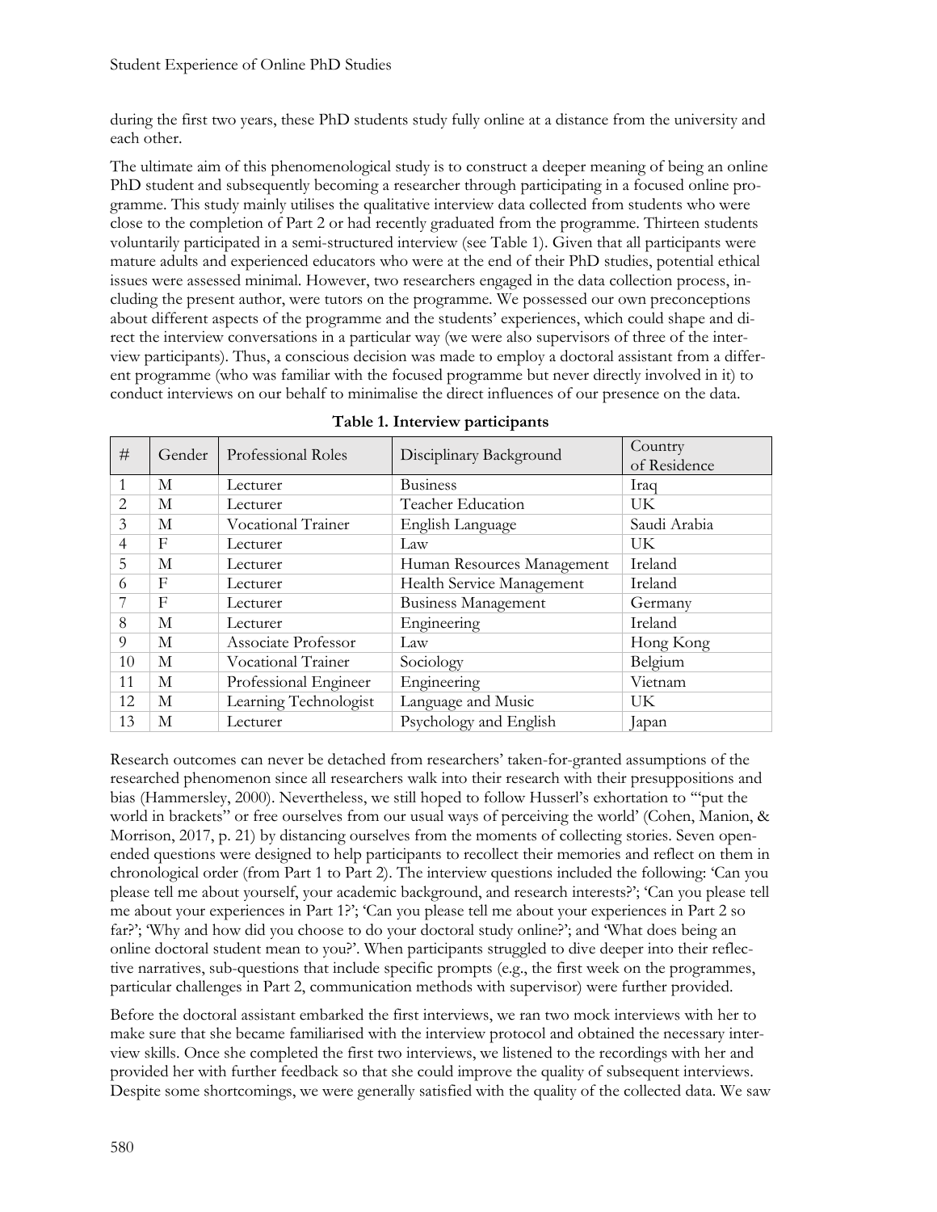during the first two years, these PhD students study fully online at a distance from the university and each other.

The ultimate aim of this phenomenological study is to construct a deeper meaning of being an online PhD student and subsequently becoming a researcher through participating in a focused online programme. This study mainly utilises the qualitative interview data collected from students who were close to the completion of Part 2 or had recently graduated from the programme. Thirteen students voluntarily participated in a semi-structured interview (see Table 1). Given that all participants were mature adults and experienced educators who were at the end of their PhD studies, potential ethical issues were assessed minimal. However, two researchers engaged in the data collection process, including the present author, were tutors on the programme. We possessed our own preconceptions about different aspects of the programme and the students' experiences, which could shape and direct the interview conversations in a particular way (we were also supervisors of three of the interview participants). Thus, a conscious decision was made to employ a doctoral assistant from a different programme (who was familiar with the focused programme but never directly involved in it) to conduct interviews on our behalf to minimalise the direct influences of our presence on the data.

**Table 1. Interview participants**

| # | Gender | Professional Roles | Disciplinary Background | Country of Residence |
|---|---|---|---|---|
| 1 | M | Lecturer | Business | Iraq |
| 2 | M | Lecturer | Teacher Education | UK |
| 3 | M | Vocational Trainer | English Language | Saudi Arabia |
| 4 | F | Lecturer | Law | UK |
| 5 | M | Lecturer | Human Resources Management | Ireland |
| 6 | F | Lecturer | Health Service Management | Ireland |
| 7 | F | Lecturer | Business Management | Germany |
| 8 | M | Lecturer | Engineering | Ireland |
| 9 | M | Associate Professor | Law | Hong Kong |
| 10 | M | Vocational Trainer | Sociology | Belgium |
| 11 | M | Professional Engineer | Engineering | Vietnam |
| 12 | M | Learning Technologist | Language and Music | UK |
| 13 | M | Lecturer | Psychology and English | Japan |

Research outcomes can never be detached from researchers' taken-for-granted assumptions of the researched phenomenon since all researchers walk into their research with their presuppositions and bias (Hammersley, 2000). Nevertheless, we still hoped to follow Husserl's exhortation to '"put the world in brackets" or free ourselves from our usual ways of perceiving the world' (Cohen, Manion, & Morrison, 2017, p. 21) by distancing ourselves from the moments of collecting stories. Seven open-ended questions were designed to help participants to recollect their memories and reflect on them in chronological order (from Part 1 to Part 2). The interview questions included the following: 'Can you please tell me about yourself, your academic background, and research interests?'; 'Can you please tell me about your experiences in Part 1?'; 'Can you please tell me about your experiences in Part 2 so far?'; 'Why and how did you choose to do your doctoral study online?'; and 'What does being an online doctoral student mean to you?'. When participants struggled to dive deeper into their reflective narratives, sub-questions that include specific prompts (e.g., the first week on the programmes, particular challenges in Part 2, communication methods with supervisor) were further provided.

Before the doctoral assistant embarked the first interviews, we ran two mock interviews with her to make sure that she became familiarised with the interview protocol and obtained the necessary interview skills. Once she completed the first two interviews, we listened to the recordings with her and provided her with further feedback so that she could improve the quality of subsequent interviews. Despite some shortcomings, we were generally satisfied with the quality of the collected data. We saw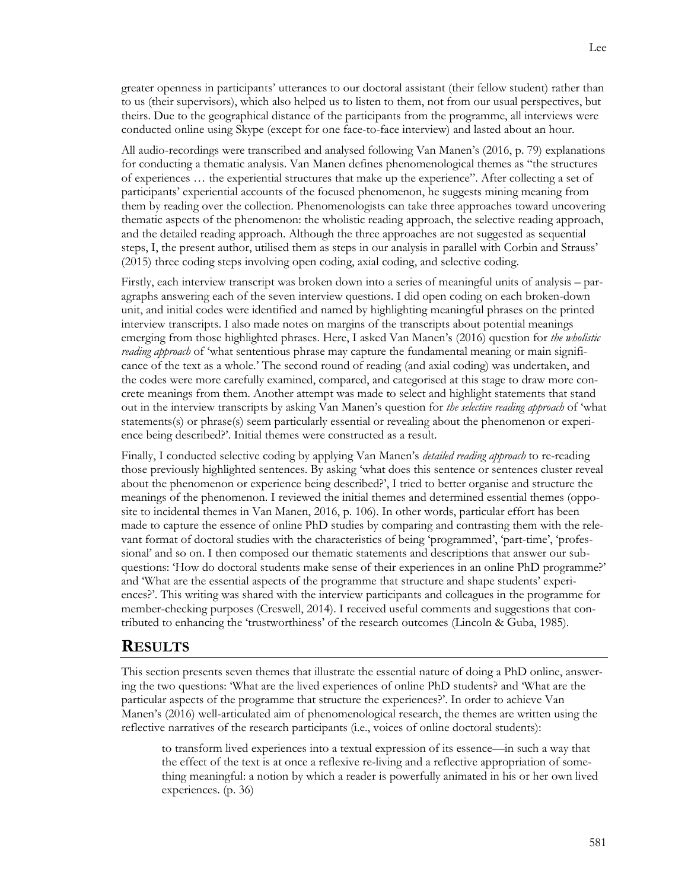greater openness in participants' utterances to our doctoral assistant (their fellow student) rather than to us (their supervisors), which also helped us to listen to them, not from our usual perspectives, but theirs. Due to the geographical distance of the participants from the programme, all interviews were conducted online using Skype (except for one face-to-face interview) and lasted about an hour.

All audio-recordings were transcribed and analysed following Van Manen's (2016, p. 79) explanations for conducting a thematic analysis. Van Manen defines phenomenological themes as "the structures of experiences … the experiential structures that make up the experience". After collecting a set of participants' experiential accounts of the focused phenomenon, he suggests mining meaning from them by reading over the collection. Phenomenologists can take three approaches toward uncovering thematic aspects of the phenomenon: the wholistic reading approach, the selective reading approach, and the detailed reading approach. Although the three approaches are not suggested as sequential steps, I, the present author, utilised them as steps in our analysis in parallel with Corbin and Strauss' (2015) three coding steps involving open coding, axial coding, and selective coding.

Firstly, each interview transcript was broken down into a series of meaningful units of analysis – paragraphs answering each of the seven interview questions. I did open coding on each broken-down unit, and initial codes were identified and named by highlighting meaningful phrases on the printed interview transcripts. I also made notes on margins of the transcripts about potential meanings emerging from those highlighted phrases. Here, I asked Van Manen's (2016) question for *the wholistic reading approach* of 'what sententious phrase may capture the fundamental meaning or main significance of the text as a whole.' The second round of reading (and axial coding) was undertaken, and the codes were more carefully examined, compared, and categorised at this stage to draw more concrete meanings from them. Another attempt was made to select and highlight statements that stand out in the interview transcripts by asking Van Manen's question for *the selective reading approach* of 'what statements(s) or phrase(s) seem particularly essential or revealing about the phenomenon or experience being described?'. Initial themes were constructed as a result.

Finally, I conducted selective coding by applying Van Manen's *detailed reading approach* to re-reading those previously highlighted sentences. By asking 'what does this sentence or sentences cluster reveal about the phenomenon or experience being described?', I tried to better organise and structure the meanings of the phenomenon. I reviewed the initial themes and determined essential themes (opposite to incidental themes in Van Manen, 2016, p. 106). In other words, particular effort has been made to capture the essence of online PhD studies by comparing and contrasting them with the relevant format of doctoral studies with the characteristics of being 'programmed', 'part-time', 'professional' and so on. I then composed our thematic statements and descriptions that answer our subquestions: 'How do doctoral students make sense of their experiences in an online PhD programme?' and 'What are the essential aspects of the programme that structure and shape students' experiences?'. This writing was shared with the interview participants and colleagues in the programme for member-checking purposes (Creswell, 2014). I received useful comments and suggestions that contributed to enhancing the 'trustworthiness' of the research outcomes (Lincoln & Guba, 1985).

## RESULTS

This section presents seven themes that illustrate the essential nature of doing a PhD online, answering the two questions: 'What are the lived experiences of online PhD students? and 'What are the particular aspects of the programme that structure the experiences?'. In order to achieve Van Manen's (2016) well-articulated aim of phenomenological research, the themes are written using the reflective narratives of the research participants (i.e., voices of online doctoral students):

> to transform lived experiences into a textual expression of its essence—in such a way that the effect of the text is at once a reflexive re-living and a reflective appropriation of something meaningful: a notion by which a reader is powerfully animated in his or her own lived experiences. (p. 36)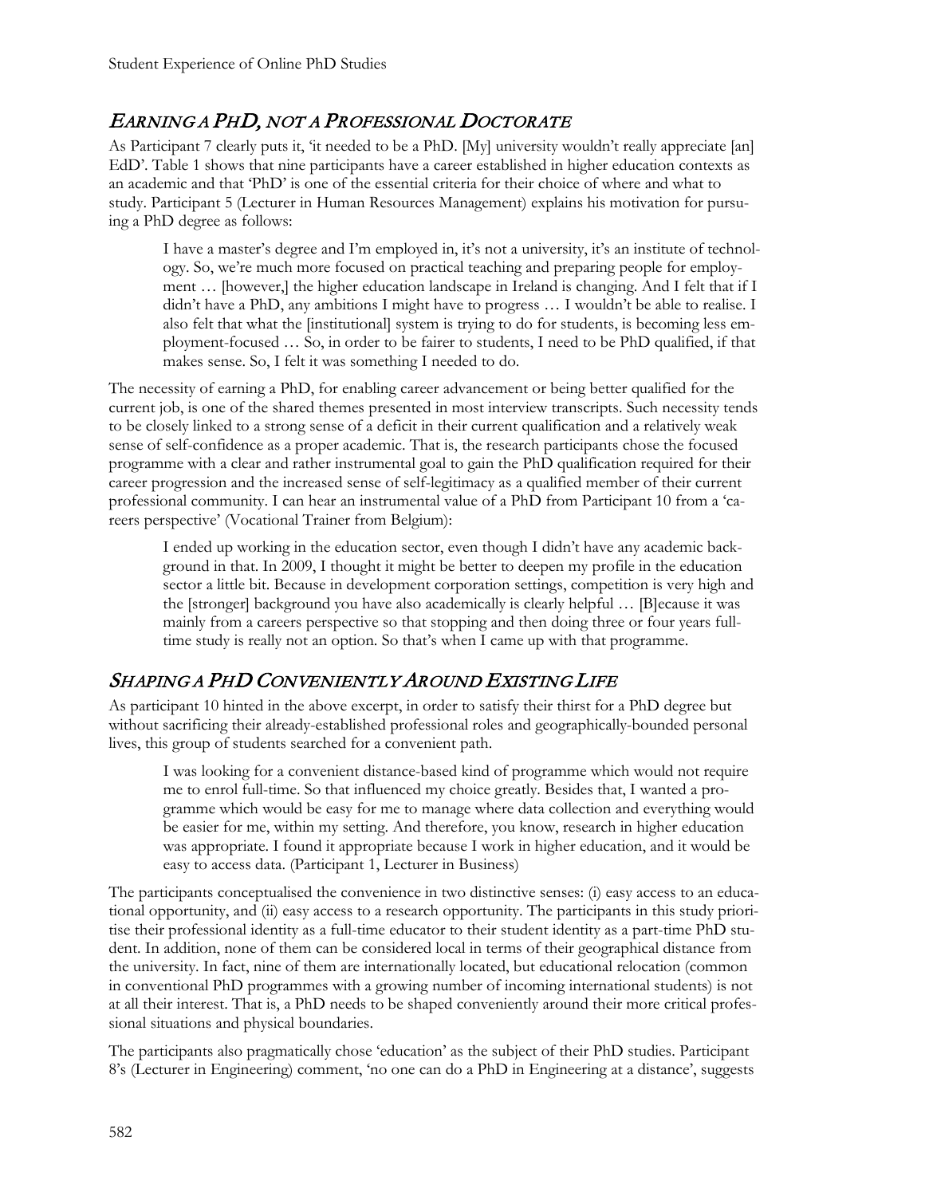## *EARNING A PHD, NOT A PROFESSIONAL DOCTORATE*

As Participant 7 clearly puts it, 'it needed to be a PhD. [My] university wouldn't really appreciate [an] EdD'. Table 1 shows that nine participants have a career established in higher education contexts as an academic and that 'PhD' is one of the essential criteria for their choice of where and what to study. Participant 5 (Lecturer in Human Resources Management) explains his motivation for pursuing a PhD degree as follows:

> I have a master's degree and I'm employed in, it's not a university, it's an institute of technology. So, we're much more focused on practical teaching and preparing people for employment … [however,] the higher education landscape in Ireland is changing. And I felt that if I didn't have a PhD, any ambitions I might have to progress … I wouldn't be able to realise. I also felt that what the [institutional] system is trying to do for students, is becoming less employment-focused … So, in order to be fairer to students, I need to be PhD qualified, if that makes sense. So, I felt it was something I needed to do.

The necessity of earning a PhD, for enabling career advancement or being better qualified for the current job, is one of the shared themes presented in most interview transcripts. Such necessity tends to be closely linked to a strong sense of a deficit in their current qualification and a relatively weak sense of self-confidence as a proper academic. That is, the research participants chose the focused programme with a clear and rather instrumental goal to gain the PhD qualification required for their career progression and the increased sense of self-legitimacy as a qualified member of their current professional community. I can hear an instrumental value of a PhD from Participant 10 from a 'careers perspective' (Vocational Trainer from Belgium):

> I ended up working in the education sector, even though I didn't have any academic background in that. In 2009, I thought it might be better to deepen my profile in the education sector a little bit. Because in development corporation settings, competition is very high and the [stronger] background you have also academically is clearly helpful … [B]ecause it was mainly from a careers perspective so that stopping and then doing three or four years full-time study is really not an option. So that's when I came up with that programme.

## *SHAPING A PHD CONVENIENTLY AROUND EXISTING LIFE*

As participant 10 hinted in the above excerpt, in order to satisfy their thirst for a PhD degree but without sacrificing their already-established professional roles and geographically-bounded personal lives, this group of students searched for a convenient path.

> I was looking for a convenient distance-based kind of programme which would not require me to enrol full-time. So that influenced my choice greatly. Besides that, I wanted a programme which would be easy for me to manage where data collection and everything would be easier for me, within my setting. And therefore, you know, research in higher education was appropriate. I found it appropriate because I work in higher education, and it would be easy to access data. (Participant 1, Lecturer in Business)

The participants conceptualised the convenience in two distinctive senses: (i) easy access to an educational opportunity, and (ii) easy access to a research opportunity. The participants in this study prioritise their professional identity as a full-time educator to their student identity as a part-time PhD student. In addition, none of them can be considered local in terms of their geographical distance from the university. In fact, nine of them are internationally located, but educational relocation (common in conventional PhD programmes with a growing number of incoming international students) is not at all their interest. That is, a PhD needs to be shaped conveniently around their more critical professional situations and physical boundaries.

The participants also pragmatically chose 'education' as the subject of their PhD studies. Participant 8's (Lecturer in Engineering) comment, 'no one can do a PhD in Engineering at a distance', suggests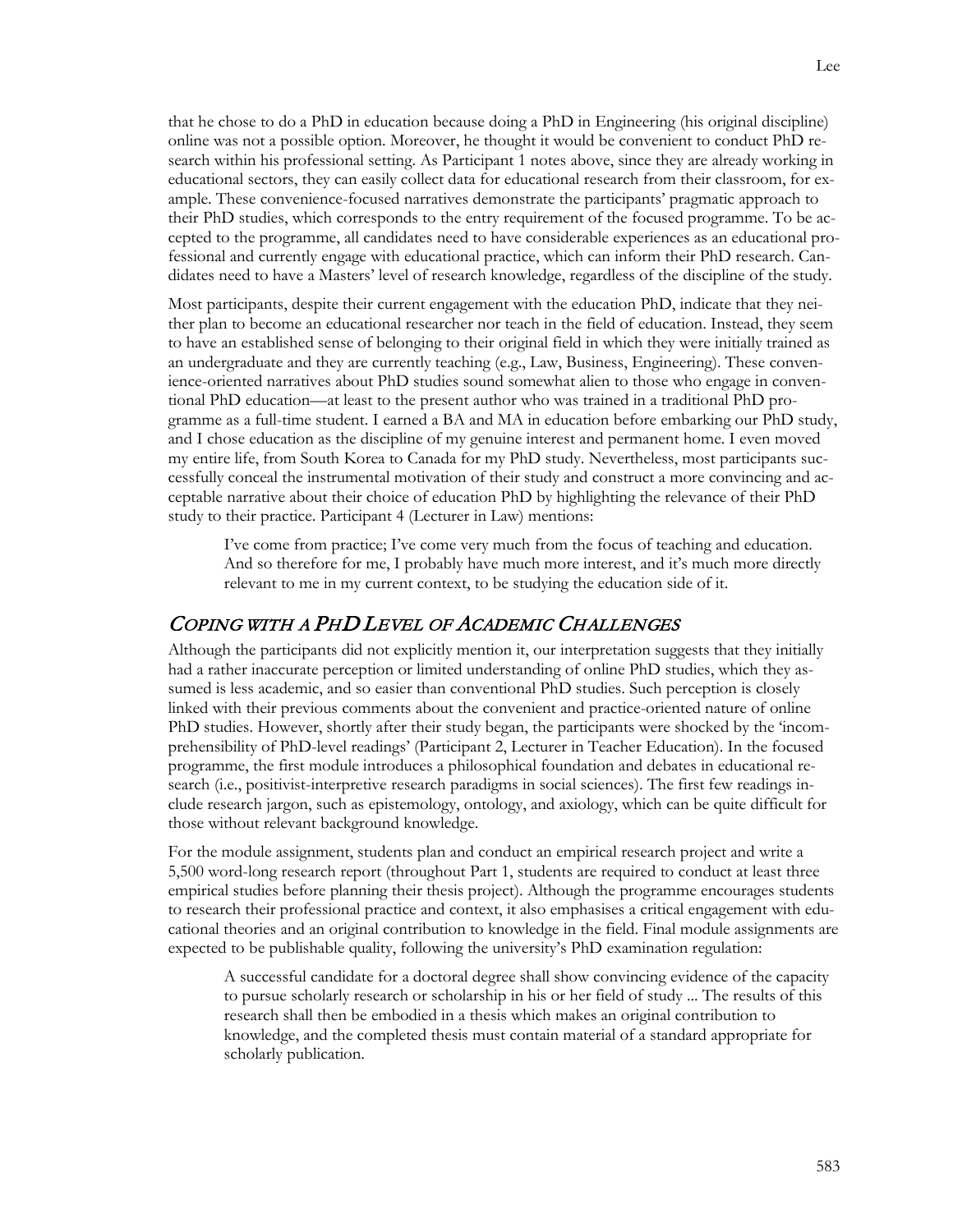that he chose to do a PhD in education because doing a PhD in Engineering (his original discipline) online was not a possible option. Moreover, he thought it would be convenient to conduct PhD research within his professional setting. As Participant 1 notes above, since they are already working in educational sectors, they can easily collect data for educational research from their classroom, for example. These convenience-focused narratives demonstrate the participants' pragmatic approach to their PhD studies, which corresponds to the entry requirement of the focused programme. To be accepted to the programme, all candidates need to have considerable experiences as an educational professional and currently engage with educational practice, which can inform their PhD research. Candidates need to have a Masters' level of research knowledge, regardless of the discipline of the study.

Most participants, despite their current engagement with the education PhD, indicate that they neither plan to become an educational researcher nor teach in the field of education. Instead, they seem to have an established sense of belonging to their original field in which they were initially trained as an undergraduate and they are currently teaching (e.g., Law, Business, Engineering). These convenience-oriented narratives about PhD studies sound somewhat alien to those who engage in conventional PhD education—at least to the present author who was trained in a traditional PhD programme as a full-time student. I earned a BA and MA in education before embarking our PhD study, and I chose education as the discipline of my genuine interest and permanent home. I even moved my entire life, from South Korea to Canada for my PhD study. Nevertheless, most participants successfully conceal the instrumental motivation of their study and construct a more convincing and acceptable narrative about their choice of education PhD by highlighting the relevance of their PhD study to their practice. Participant 4 (Lecturer in Law) mentions:

> I've come from practice; I've come very much from the focus of teaching and education. And so therefore for me, I probably have much more interest, and it's much more directly relevant to me in my current context, to be studying the education side of it.

## *Coping with a PhD Level of Academic Challenges*

Although the participants did not explicitly mention it, our interpretation suggests that they initially had a rather inaccurate perception or limited understanding of online PhD studies, which they assumed is less academic, and so easier than conventional PhD studies. Such perception is closely linked with their previous comments about the convenient and practice-oriented nature of online PhD studies. However, shortly after their study began, the participants were shocked by the 'incomprehensibility of PhD-level readings' (Participant 2, Lecturer in Teacher Education). In the focused programme, the first module introduces a philosophical foundation and debates in educational research (i.e., positivist-interpretive research paradigms in social sciences). The first few readings include research jargon, such as epistemology, ontology, and axiology, which can be quite difficult for those without relevant background knowledge.

For the module assignment, students plan and conduct an empirical research project and write a 5,500 word-long research report (throughout Part 1, students are required to conduct at least three empirical studies before planning their thesis project). Although the programme encourages students to research their professional practice and context, it also emphasises a critical engagement with educational theories and an original contribution to knowledge in the field. Final module assignments are expected to be publishable quality, following the university's PhD examination regulation:

> A successful candidate for a doctoral degree shall show convincing evidence of the capacity to pursue scholarly research or scholarship in his or her field of study ... The results of this research shall then be embodied in a thesis which makes an original contribution to knowledge, and the completed thesis must contain material of a standard appropriate for scholarly publication.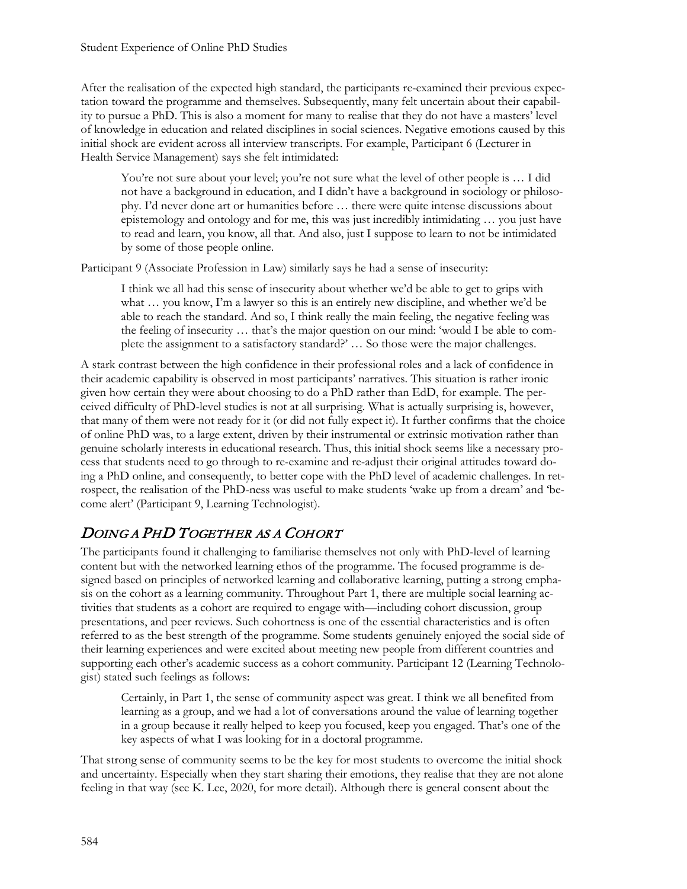After the realisation of the expected high standard, the participants re-examined their previous expectation toward the programme and themselves. Subsequently, many felt uncertain about their capability to pursue a PhD. This is also a moment for many to realise that they do not have a masters' level of knowledge in education and related disciplines in social sciences. Negative emotions caused by this initial shock are evident across all interview transcripts. For example, Participant 6 (Lecturer in Health Service Management) says she felt intimidated:

> You're not sure about your level; you're not sure what the level of other people is … I did not have a background in education, and I didn't have a background in sociology or philosophy. I'd never done art or humanities before … there were quite intense discussions about epistemology and ontology and for me, this was just incredibly intimidating … you just have to read and learn, you know, all that. And also, just I suppose to learn to not be intimidated by some of those people online.

Participant 9 (Associate Profession in Law) similarly says he had a sense of insecurity:

> I think we all had this sense of insecurity about whether we'd be able to get to grips with what … you know, I'm a lawyer so this is an entirely new discipline, and whether we'd be able to reach the standard. And so, I think really the main feeling, the negative feeling was the feeling of insecurity … that's the major question on our mind: 'would I be able to complete the assignment to a satisfactory standard?' … So those were the major challenges.

A stark contrast between the high confidence in their professional roles and a lack of confidence in their academic capability is observed in most participants' narratives. This situation is rather ironic given how certain they were about choosing to do a PhD rather than EdD, for example. The perceived difficulty of PhD-level studies is not at all surprising. What is actually surprising is, however, that many of them were not ready for it (or did not fully expect it). It further confirms that the choice of online PhD was, to a large extent, driven by their instrumental or extrinsic motivation rather than genuine scholarly interests in educational research. Thus, this initial shock seems like a necessary process that students need to go through to re-examine and re-adjust their original attitudes toward doing a PhD online, and consequently, to better cope with the PhD level of academic challenges. In retrospect, the realisation of the PhD-ness was useful to make students 'wake up from a dream' and 'become alert' (Participant 9, Learning Technologist).

## *Doing a PhD Together as a Cohort*

The participants found it challenging to familiarise themselves not only with PhD-level of learning content but with the networked learning ethos of the programme. The focused programme is designed based on principles of networked learning and collaborative learning, putting a strong emphasis on the cohort as a learning community. Throughout Part 1, there are multiple social learning activities that students as a cohort are required to engage with—including cohort discussion, group presentations, and peer reviews. Such cohortness is one of the essential characteristics and is often referred to as the best strength of the programme. Some students genuinely enjoyed the social side of their learning experiences and were excited about meeting new people from different countries and supporting each other's academic success as a cohort community. Participant 12 (Learning Technologist) stated such feelings as follows:

> Certainly, in Part 1, the sense of community aspect was great. I think we all benefited from learning as a group, and we had a lot of conversations around the value of learning together in a group because it really helped to keep you focused, keep you engaged. That's one of the key aspects of what I was looking for in a doctoral programme.

That strong sense of community seems to be the key for most students to overcome the initial shock and uncertainty. Especially when they start sharing their emotions, they realise that they are not alone feeling in that way (see K. Lee, 2020, for more detail). Although there is general consent about the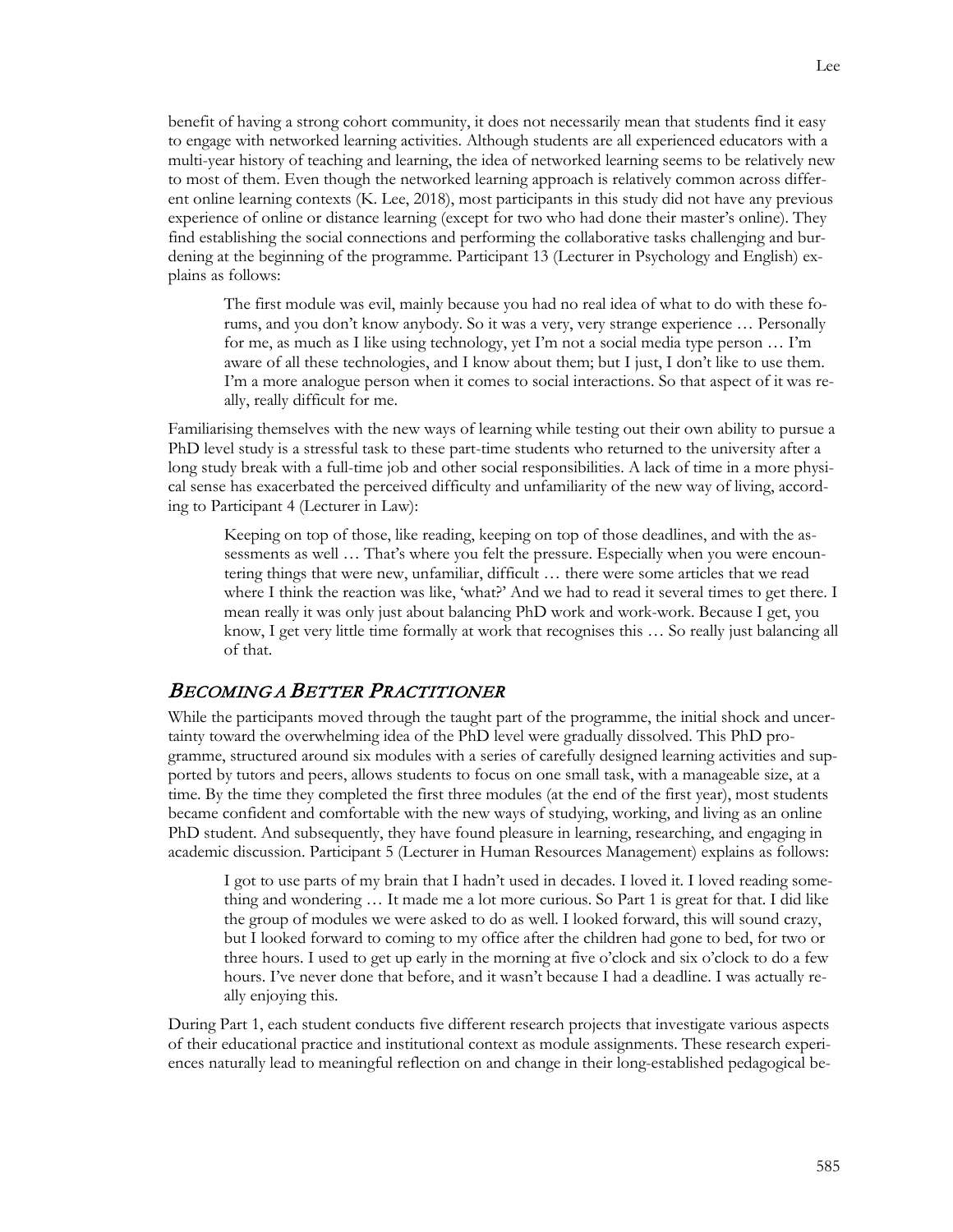benefit of having a strong cohort community, it does not necessarily mean that students find it easy to engage with networked learning activities. Although students are all experienced educators with a multi-year history of teaching and learning, the idea of networked learning seems to be relatively new to most of them. Even though the networked learning approach is relatively common across different online learning contexts (K. Lee, 2018), most participants in this study did not have any previous experience of online or distance learning (except for two who had done their master's online). They find establishing the social connections and performing the collaborative tasks challenging and burdening at the beginning of the programme. Participant 13 (Lecturer in Psychology and English) explains as follows:

> The first module was evil, mainly because you had no real idea of what to do with these forums, and you don't know anybody. So it was a very, very strange experience … Personally for me, as much as I like using technology, yet I'm not a social media type person … I'm aware of all these technologies, and I know about them; but I just, I don't like to use them. I'm a more analogue person when it comes to social interactions. So that aspect of it was really, really difficult for me.

Familiarising themselves with the new ways of learning while testing out their own ability to pursue a PhD level study is a stressful task to these part-time students who returned to the university after a long study break with a full-time job and other social responsibilities. A lack of time in a more physical sense has exacerbated the perceived difficulty and unfamiliarity of the new way of living, according to Participant 4 (Lecturer in Law):

> Keeping on top of those, like reading, keeping on top of those deadlines, and with the assessments as well … That's where you felt the pressure. Especially when you were encountering things that were new, unfamiliar, difficult … there were some articles that we read where I think the reaction was like, 'what?' And we had to read it several times to get there. I mean really it was only just about balancing PhD work and work-work. Because I get, you know, I get very little time formally at work that recognises this … So really just balancing all of that.

## *Becoming a Better Practitioner*

While the participants moved through the taught part of the programme, the initial shock and uncertainty toward the overwhelming idea of the PhD level were gradually dissolved. This PhD programme, structured around six modules with a series of carefully designed learning activities and supported by tutors and peers, allows students to focus on one small task, with a manageable size, at a time. By the time they completed the first three modules (at the end of the first year), most students became confident and comfortable with the new ways of studying, working, and living as an online PhD student. And subsequently, they have found pleasure in learning, researching, and engaging in academic discussion. Participant 5 (Lecturer in Human Resources Management) explains as follows:

> I got to use parts of my brain that I hadn't used in decades. I loved it. I loved reading something and wondering … It made me a lot more curious. So Part 1 is great for that. I did like the group of modules we were asked to do as well. I looked forward, this will sound crazy, but I looked forward to coming to my office after the children had gone to bed, for two or three hours. I used to get up early in the morning at five o'clock and six o'clock to do a few hours. I've never done that before, and it wasn't because I had a deadline. I was actually really enjoying this.

During Part 1, each student conducts five different research projects that investigate various aspects of their educational practice and institutional context as module assignments. These research experiences naturally lead to meaningful reflection on and change in their long-established pedagogical be-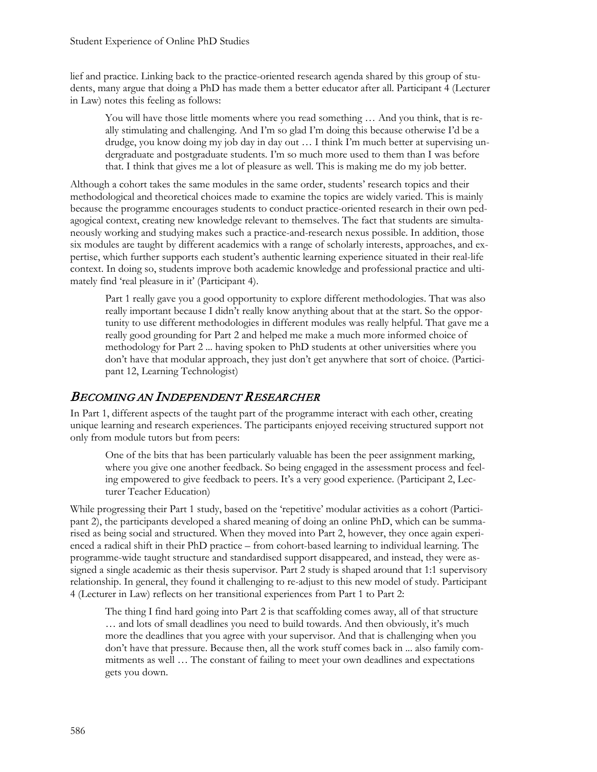lief and practice. Linking back to the practice-oriented research agenda shared by this group of students, many argue that doing a PhD has made them a better educator after all. Participant 4 (Lecturer in Law) notes this feeling as follows:

> You will have those little moments where you read something … And you think, that is really stimulating and challenging. And I'm so glad I'm doing this because otherwise I'd be a drudge, you know doing my job day in day out … I think I'm much better at supervising undergraduate and postgraduate students. I'm so much more used to them than I was before that. I think that gives me a lot of pleasure as well. This is making me do my job better.

Although a cohort takes the same modules in the same order, students' research topics and their methodological and theoretical choices made to examine the topics are widely varied. This is mainly because the programme encourages students to conduct practice-oriented research in their own pedagogical context, creating new knowledge relevant to themselves. The fact that students are simultaneously working and studying makes such a practice-and-research nexus possible. In addition, those six modules are taught by different academics with a range of scholarly interests, approaches, and expertise, which further supports each student's authentic learning experience situated in their real-life context. In doing so, students improve both academic knowledge and professional practice and ultimately find 'real pleasure in it' (Participant 4).

> Part 1 really gave you a good opportunity to explore different methodologies. That was also really important because I didn't really know anything about that at the start. So the opportunity to use different methodologies in different modules was really helpful. That gave me a really good grounding for Part 2 and helped me make a much more informed choice of methodology for Part 2 ... having spoken to PhD students at other universities where you don't have that modular approach, they just don't get anywhere that sort of choice. (Participant 12, Learning Technologist)

## *Becoming an Independent Researcher*

In Part 1, different aspects of the taught part of the programme interact with each other, creating unique learning and research experiences. The participants enjoyed receiving structured support not only from module tutors but from peers:

> One of the bits that has been particularly valuable has been the peer assignment marking, where you give one another feedback. So being engaged in the assessment process and feeling empowered to give feedback to peers. It's a very good experience. (Participant 2, Lecturer Teacher Education)

While progressing their Part 1 study, based on the 'repetitive' modular activities as a cohort (Participant 2), the participants developed a shared meaning of doing an online PhD, which can be summarised as being social and structured. When they moved into Part 2, however, they once again experienced a radical shift in their PhD practice – from cohort-based learning to individual learning. The programme-wide taught structure and standardised support disappeared, and instead, they were assigned a single academic as their thesis supervisor. Part 2 study is shaped around that 1:1 supervisory relationship. In general, they found it challenging to re-adjust to this new model of study. Participant 4 (Lecturer in Law) reflects on her transitional experiences from Part 1 to Part 2:

> The thing I find hard going into Part 2 is that scaffolding comes away, all of that structure … and lots of small deadlines you need to build towards. And then obviously, it's much more the deadlines that you agree with your supervisor. And that is challenging when you don't have that pressure. Because then, all the work stuff comes back in ... also family commitments as well … The constant of failing to meet your own deadlines and expectations gets you down.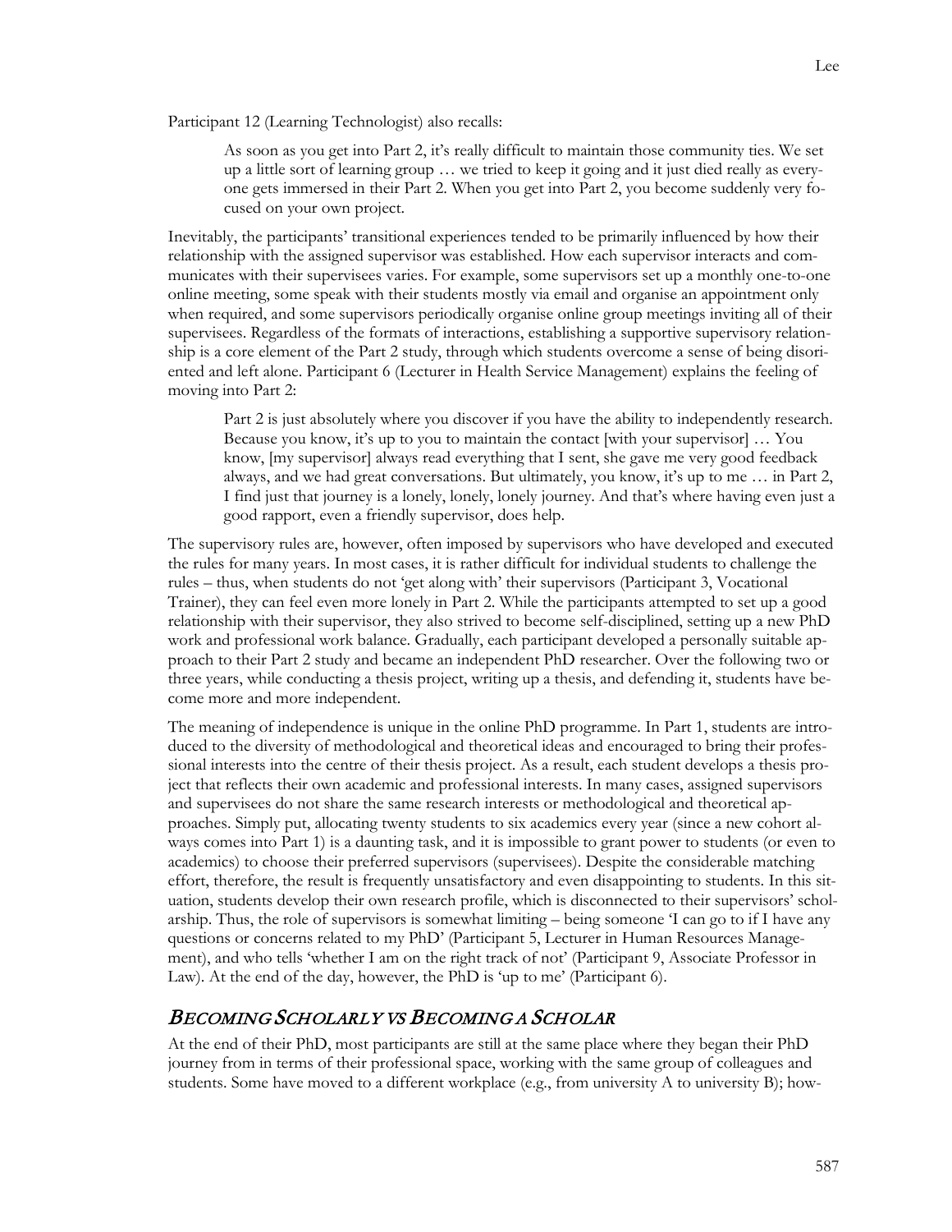Participant 12 (Learning Technologist) also recalls:

> As soon as you get into Part 2, it's really difficult to maintain those community ties. We set up a little sort of learning group … we tried to keep it going and it just died really as everyone gets immersed in their Part 2. When you get into Part 2, you become suddenly very focused on your own project.

Inevitably, the participants' transitional experiences tended to be primarily influenced by how their relationship with the assigned supervisor was established. How each supervisor interacts and communicates with their supervisees varies. For example, some supervisors set up a monthly one-to-one online meeting, some speak with their students mostly via email and organise an appointment only when required, and some supervisors periodically organise online group meetings inviting all of their supervisees. Regardless of the formats of interactions, establishing a supportive supervisory relationship is a core element of the Part 2 study, through which students overcome a sense of being disoriented and left alone. Participant 6 (Lecturer in Health Service Management) explains the feeling of moving into Part 2:

> Part 2 is just absolutely where you discover if you have the ability to independently research. Because you know, it's up to you to maintain the contact [with your supervisor] … You know, [my supervisor] always read everything that I sent, she gave me very good feedback always, and we had great conversations. But ultimately, you know, it's up to me … in Part 2, I find just that journey is a lonely, lonely, lonely journey. And that's where having even just a good rapport, even a friendly supervisor, does help.

The supervisory rules are, however, often imposed by supervisors who have developed and executed the rules for many years. In most cases, it is rather difficult for individual students to challenge the rules – thus, when students do not 'get along with' their supervisors (Participant 3, Vocational Trainer), they can feel even more lonely in Part 2. While the participants attempted to set up a good relationship with their supervisor, they also strived to become self-disciplined, setting up a new PhD work and professional work balance. Gradually, each participant developed a personally suitable approach to their Part 2 study and became an independent PhD researcher. Over the following two or three years, while conducting a thesis project, writing up a thesis, and defending it, students have become more and more independent.

The meaning of independence is unique in the online PhD programme. In Part 1, students are introduced to the diversity of methodological and theoretical ideas and encouraged to bring their professional interests into the centre of their thesis project. As a result, each student develops a thesis project that reflects their own academic and professional interests. In many cases, assigned supervisors and supervisees do not share the same research interests or methodological and theoretical approaches. Simply put, allocating twenty students to six academics every year (since a new cohort always comes into Part 1) is a daunting task, and it is impossible to grant power to students (or even to academics) to choose their preferred supervisors (supervisees). Despite the considerable matching effort, therefore, the result is frequently unsatisfactory and even disappointing to students. In this situation, students develop their own research profile, which is disconnected to their supervisors' scholarship. Thus, the role of supervisors is somewhat limiting – being someone 'I can go to if I have any questions or concerns related to my PhD' (Participant 5, Lecturer in Human Resources Management), and who tells 'whether I am on the right track of not' (Participant 9, Associate Professor in Law). At the end of the day, however, the PhD is 'up to me' (Participant 6).

## *Becoming Scholarly vs Becoming a Scholar*

At the end of their PhD, most participants are still at the same place where they began their PhD journey from in terms of their professional space, working with the same group of colleagues and students. Some have moved to a different workplace (e.g., from university A to university B); how-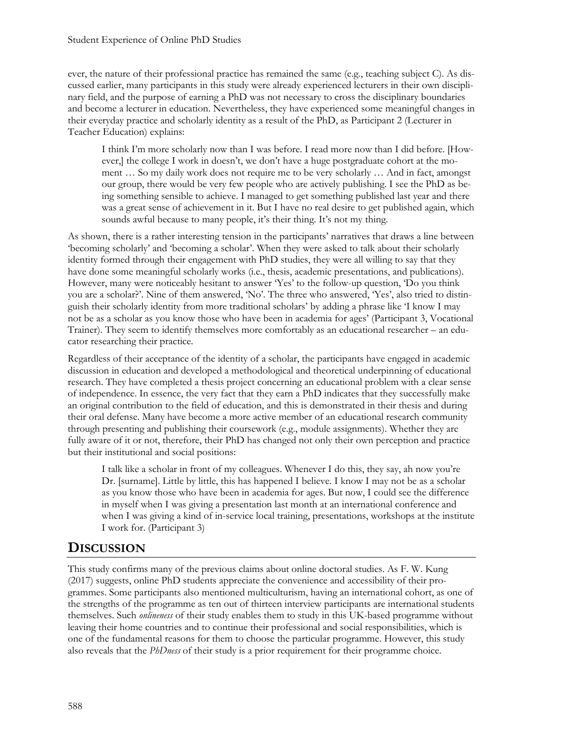ever, the nature of their professional practice has remained the same (e.g., teaching subject C). As discussed earlier, many participants in this study were already experienced lecturers in their own disciplinary field, and the purpose of earning a PhD was not necessary to cross the disciplinary boundaries and become a lecturer in education. Nevertheless, they have experienced some meaningful changes in their everyday practice and scholarly identity as a result of the PhD, as Participant 2 (Lecturer in Teacher Education) explains:

> I think I'm more scholarly now than I was before. I read more now than I did before. [However,] the college I work in doesn't, we don't have a huge postgraduate cohort at the moment … So my daily work does not require me to be very scholarly … And in fact, amongst our group, there would be very few people who are actively publishing. I see the PhD as being something sensible to achieve. I managed to get something published last year and there was a great sense of achievement in it. But I have no real desire to get published again, which sounds awful because to many people, it's their thing. It's not my thing.

As shown, there is a rather interesting tension in the participants' narratives that draws a line between 'becoming scholarly' and 'becoming a scholar'. When they were asked to talk about their scholarly identity formed through their engagement with PhD studies, they were all willing to say that they have done some meaningful scholarly works (i.e., thesis, academic presentations, and publications). However, many were noticeably hesitant to answer 'Yes' to the follow-up question, 'Do you think you are a scholar?'. Nine of them answered, 'No'. The three who answered, 'Yes', also tried to distinguish their scholarly identity from more traditional scholars' by adding a phrase like 'I know I may not be as a scholar as you know those who have been in academia for ages' (Participant 3, Vocational Trainer). They seem to identify themselves more comfortably as an educational researcher – an educator researching their practice.

Regardless of their acceptance of the identity of a scholar, the participants have engaged in academic discussion in education and developed a methodological and theoretical underpinning of educational research. They have completed a thesis project concerning an educational problem with a clear sense of independence. In essence, the very fact that they earn a PhD indicates that they successfully make an original contribution to the field of education, and this is demonstrated in their thesis and during their oral defense. Many have become a more active member of an educational research community through presenting and publishing their coursework (e.g., module assignments). Whether they are fully aware of it or not, therefore, their PhD has changed not only their own perception and practice but their institutional and social positions:

> I talk like a scholar in front of my colleagues. Whenever I do this, they say, ah now you're Dr. [surname]. Little by little, this has happened I believe. I know I may not be as a scholar as you know those who have been in academia for ages. But now, I could see the difference in myself when I was giving a presentation last month at an international conference and when I was giving a kind of in-service local training, presentations, workshops at the institute I work for. (Participant 3)

# DISCUSSION

This study confirms many of the previous claims about online doctoral studies. As F. W. Kung (2017) suggests, online PhD students appreciate the convenience and accessibility of their programmes. Some participants also mentioned multiculturism, having an international cohort, as one of the strengths of the programme as ten out of thirteen interview participants are international students themselves. Such *onlineness* of their study enables them to study in this UK-based programme without leaving their home countries and to continue their professional and social responsibilities, which is one of the fundamental reasons for them to choose the particular programme. However, this study also reveals that the *PhDness* of their study is a prior requirement for their programme choice.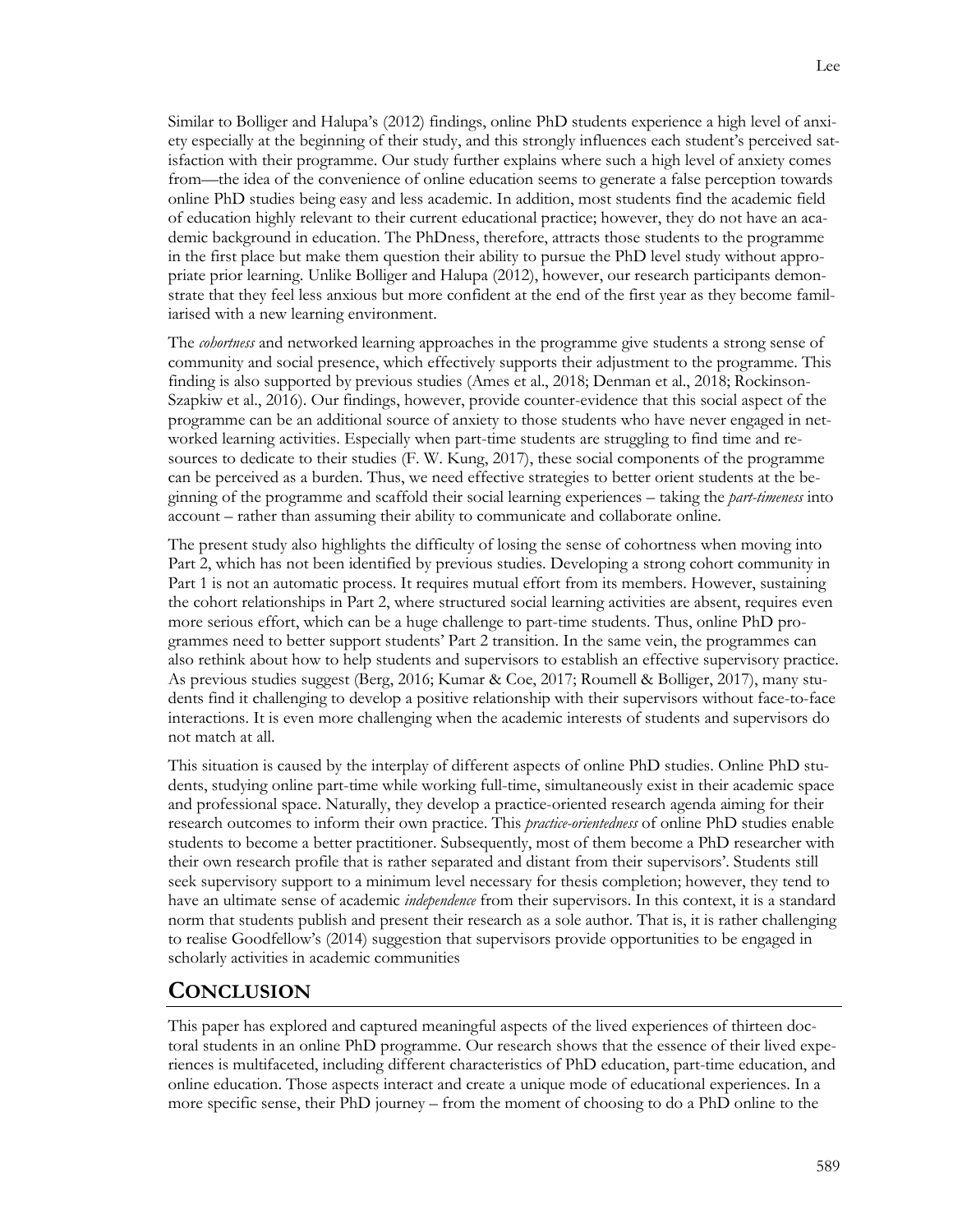Similar to Bolliger and Halupa's (2012) findings, online PhD students experience a high level of anxiety especially at the beginning of their study, and this strongly influences each student's perceived satisfaction with their programme. Our study further explains where such a high level of anxiety comes from—the idea of the convenience of online education seems to generate a false perception towards online PhD studies being easy and less academic. In addition, most students find the academic field of education highly relevant to their current educational practice; however, they do not have an academic background in education. The PhDness, therefore, attracts those students to the programme in the first place but make them question their ability to pursue the PhD level study without appropriate prior learning. Unlike Bolliger and Halupa (2012), however, our research participants demonstrate that they feel less anxious but more confident at the end of the first year as they become familiarised with a new learning environment.

The *cohortness* and networked learning approaches in the programme give students a strong sense of community and social presence, which effectively supports their adjustment to the programme. This finding is also supported by previous studies (Ames et al., 2018; Denman et al., 2018; Rockinson-Szapkiw et al., 2016). Our findings, however, provide counter-evidence that this social aspect of the programme can be an additional source of anxiety to those students who have never engaged in networked learning activities. Especially when part-time students are struggling to find time and resources to dedicate to their studies (F. W. Kung, 2017), these social components of the programme can be perceived as a burden. Thus, we need effective strategies to better orient students at the beginning of the programme and scaffold their social learning experiences – taking the *part-timeness* into account – rather than assuming their ability to communicate and collaborate online.

The present study also highlights the difficulty of losing the sense of cohortness when moving into Part 2, which has not been identified by previous studies. Developing a strong cohort community in Part 1 is not an automatic process. It requires mutual effort from its members. However, sustaining the cohort relationships in Part 2, where structured social learning activities are absent, requires even more serious effort, which can be a huge challenge to part-time students. Thus, online PhD programmes need to better support students' Part 2 transition. In the same vein, the programmes can also rethink about how to help students and supervisors to establish an effective supervisory practice. As previous studies suggest (Berg, 2016; Kumar & Coe, 2017; Roumell & Bolliger, 2017), many students find it challenging to develop a positive relationship with their supervisors without face-to-face interactions. It is even more challenging when the academic interests of students and supervisors do not match at all.

This situation is caused by the interplay of different aspects of online PhD studies. Online PhD students, studying online part-time while working full-time, simultaneously exist in their academic space and professional space. Naturally, they develop a practice-oriented research agenda aiming for their research outcomes to inform their own practice. This *practice-orientedness* of online PhD studies enable students to become a better practitioner. Subsequently, most of them become a PhD researcher with their own research profile that is rather separated and distant from their supervisors'. Students still seek supervisory support to a minimum level necessary for thesis completion; however, they tend to have an ultimate sense of academic *independence* from their supervisors. In this context, it is a standard norm that students publish and present their research as a sole author. That is, it is rather challenging to realise Goodfellow's (2014) suggestion that supervisors provide opportunities to be engaged in scholarly activities in academic communities

## CONCLUSION

This paper has explored and captured meaningful aspects of the lived experiences of thirteen doctoral students in an online PhD programme. Our research shows that the essence of their lived experiences is multifaceted, including different characteristics of PhD education, part-time education, and online education. Those aspects interact and create a unique mode of educational experiences. In a more specific sense, their PhD journey – from the moment of choosing to do a PhD online to the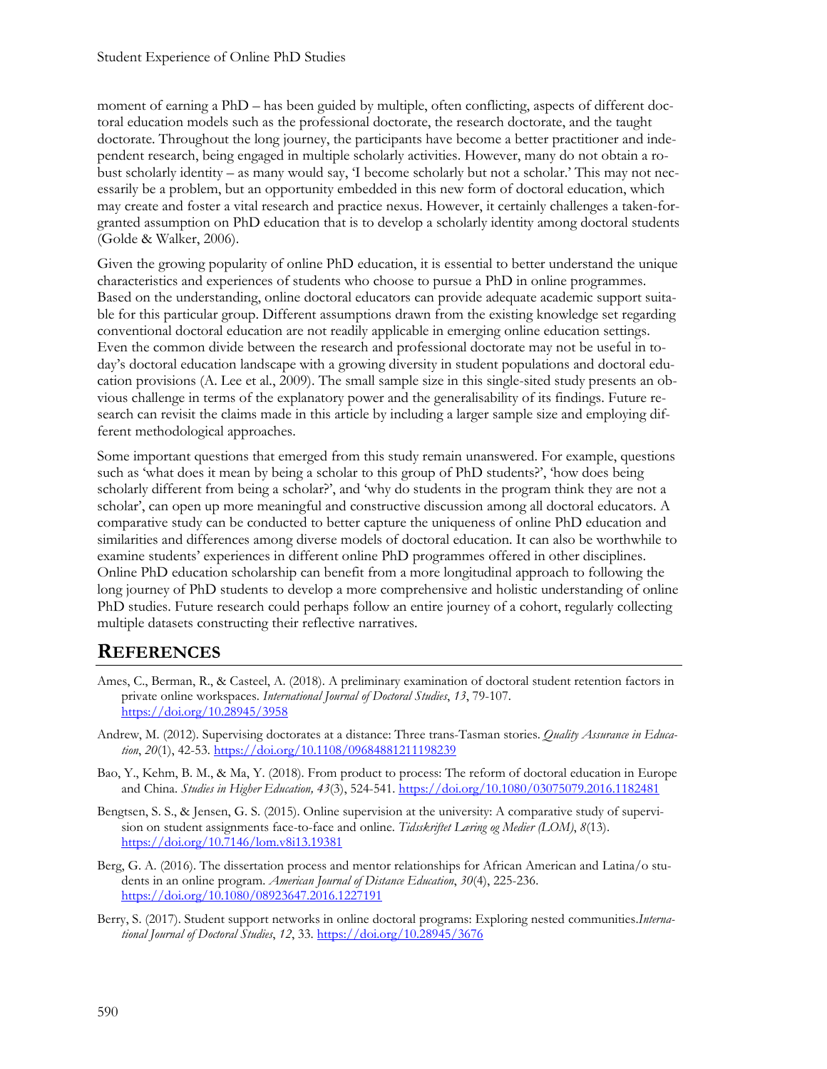moment of earning a PhD – has been guided by multiple, often conflicting, aspects of different doctoral education models such as the professional doctorate, the research doctorate, and the taught doctorate. Throughout the long journey, the participants have become a better practitioner and independent research, being engaged in multiple scholarly activities. However, many do not obtain a robust scholarly identity – as many would say, 'I become scholarly but not a scholar.' This may not necessarily be a problem, but an opportunity embedded in this new form of doctoral education, which may create and foster a vital research and practice nexus. However, it certainly challenges a taken-for-granted assumption on PhD education that is to develop a scholarly identity among doctoral students (Golde & Walker, 2006).

Given the growing popularity of online PhD education, it is essential to better understand the unique characteristics and experiences of students who choose to pursue a PhD in online programmes. Based on the understanding, online doctoral educators can provide adequate academic support suitable for this particular group. Different assumptions drawn from the existing knowledge set regarding conventional doctoral education are not readily applicable in emerging online education settings. Even the common divide between the research and professional doctorate may not be useful in today's doctoral education landscape with a growing diversity in student populations and doctoral education provisions (A. Lee et al., 2009). The small sample size in this single-sited study presents an obvious challenge in terms of the explanatory power and the generalisability of its findings. Future research can revisit the claims made in this article by including a larger sample size and employing different methodological approaches.

Some important questions that emerged from this study remain unanswered. For example, questions such as 'what does it mean by being a scholar to this group of PhD students?', 'how does being scholarly different from being a scholar?', and 'why do students in the program think they are not a scholar', can open up more meaningful and constructive discussion among all doctoral educators. A comparative study can be conducted to better capture the uniqueness of online PhD education and similarities and differences among diverse models of doctoral education. It can also be worthwhile to examine students' experiences in different online PhD programmes offered in other disciplines. Online PhD education scholarship can benefit from a more longitudinal approach to following the long journey of PhD students to develop a more comprehensive and holistic understanding of online PhD studies. Future research could perhaps follow an entire journey of a cohort, regularly collecting multiple datasets constructing their reflective narratives.

## REFERENCES

Ames, C., Berman, R., & Casteel, A. (2018). A preliminary examination of doctoral student retention factors in private online workspaces. *International Journal of Doctoral Studies*, *13*, 79-107. https://doi.org/10.28945/3958

Andrew, M. (2012). Supervising doctorates at a distance: Three trans-Tasman stories. *Quality Assurance in Education*, *20*(1), 42-53. https://doi.org/10.1108/09684881211198239

Bao, Y., Kehm, B. M., & Ma, Y. (2018). From product to process: The reform of doctoral education in Europe and China. *Studies in Higher Education, 43*(3), 524-541. https://doi.org/10.1080/03075079.2016.1182481

Bengtsen, S. S., & Jensen, G. S. (2015). Online supervision at the university: A comparative study of supervision on student assignments face-to-face and online. *Tidsskriftet Læring og Medier (LOM)*, *8*(13). https://doi.org/10.7146/lom.v8i13.19381

Berg, G. A. (2016). The dissertation process and mentor relationships for African American and Latina/o students in an online program. *American Journal of Distance Education*, *30*(4), 225-236. https://doi.org/10.1080/08923647.2016.1227191

Berry, S. (2017). Student support networks in online doctoral programs: Exploring nested communities.*International Journal of Doctoral Studies*, *12*, 33. https://doi.org/10.28945/3676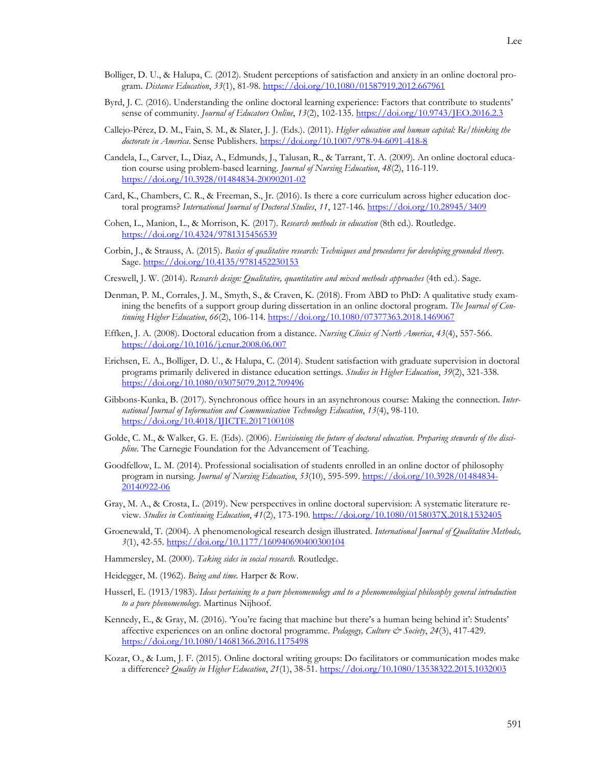Bolliger, D. U., & Halupa, C. (2012). Student perceptions of satisfaction and anxiety in an online doctoral program. *Distance Education*, *33*(1), 81-98. https://doi.org/10.1080/01587919.2012.667961

Byrd, J. C. (2016). Understanding the online doctoral learning experience: Factors that contribute to students' sense of community. *Journal of Educators Online*, *13*(2), 102-135. https://doi.org/10.9743/JEO.2016.2.3

Callejo-Pérez, D. M., Fain, S. M., & Slater, J. J. (Eds.). (2011). *Higher education and human capital: Re/thinking the doctorate in America*. Sense Publishers. https://doi.org/10.1007/978-94-6091-418-8

Candela, L., Carver, L., Diaz, A., Edmunds, J., Talusan, R., & Tarrant, T. A. (2009). An online doctoral education course using problem-based learning. *Journal of Nursing Education*, *48*(2), 116-119. https://doi.org/10.3928/01484834-20090201-02

Card, K., Chambers, C. R., & Freeman, S., Jr. (2016). Is there a core curriculum across higher education doctoral programs? *International Journal of Doctoral Studies*, *11*, 127-146. https://doi.org/10.28945/3409

Cohen, L., Manion, L., & Morrison, K. (2017). *Research methods in education* (8th ed.). Routledge. https://doi.org/10.4324/9781315456539

Corbin, J., & Strauss, A. (2015). *Basics of qualitative research: Techniques and procedures for developing grounded theory.* Sage. https://doi.org/10.4135/9781452230153

Creswell, J. W. (2014). *Research design: Qualitative, quantitative and mixed methods approaches* (4th ed.). Sage.

Denman, P. M., Corrales, J. M., Smyth, S., & Craven, K. (2018). From ABD to PhD: A qualitative study examining the benefits of a support group during dissertation in an online doctoral program. *The Journal of Continuing Higher Education*, *66*(2), 106-114. https://doi.org/10.1080/07377363.2018.1469067

Effken, J. A. (2008). Doctoral education from a distance. *Nursing Clinics of North America*, *43*(4), 557-566. https://doi.org/10.1016/j.cnur.2008.06.007

Erichsen, E. A., Bolliger, D. U., & Halupa, C. (2014). Student satisfaction with graduate supervision in doctoral programs primarily delivered in distance education settings. *Studies in Higher Education*, *39*(2), 321-338. https://doi.org/10.1080/03075079.2012.709496

Gibbons-Kunka, B. (2017). Synchronous office hours in an asynchronous course: Making the connection. *International Journal of Information and Communication Technology Education*, *13*(4), 98-110. https://doi.org/10.4018/IJICTE.2017100108

Golde, C. M., & Walker, G. E. (Eds). (2006). *Envisioning the future of doctoral education. Preparing stewards of the discipline.* The Carnegie Foundation for the Advancement of Teaching.

Goodfellow, L. M. (2014). Professional socialisation of students enrolled in an online doctor of philosophy program in nursing. *Journal of Nursing Education*, *53*(10), 595-599. https://doi.org/10.3928/01484834-20140922-06

Gray, M. A., & Crosta, L. (2019). New perspectives in online doctoral supervision: A systematic literature review. *Studies in Continuing Education*, *41*(2), 173-190. https://doi.org/10.1080/0158037X.2018.1532405

Groenewald, T. (2004). A phenomenological research design illustrated. *International Journal of Qualitative Methods, 3*(1), 42-55. https://doi.org/10.1177/160940690400300104

Hammersley, M. (2000). *Taking sides in social research.* Routledge.

Heidegger, M. (1962). *Being and time.* Harper & Row.

Husserl, E. (1913/1983). *Ideas pertaining to a pure phenomenology and to a phenomenological philosophy general introduction to a pure phenomenology.* Martinus Nijhoof.

Kennedy, E., & Gray, M. (2016). 'You're facing that machine but there's a human being behind it': Students' affective experiences on an online doctoral programme. *Pedagogy, Culture & Society*, *24*(3), 417-429. https://doi.org/10.1080/14681366.2016.1175498

Kozar, O., & Lum, J. F. (2015). Online doctoral writing groups: Do facilitators or communication modes make a difference? *Quality in Higher Education*, *21*(1), 38-51. https://doi.org/10.1080/13538322.2015.1032003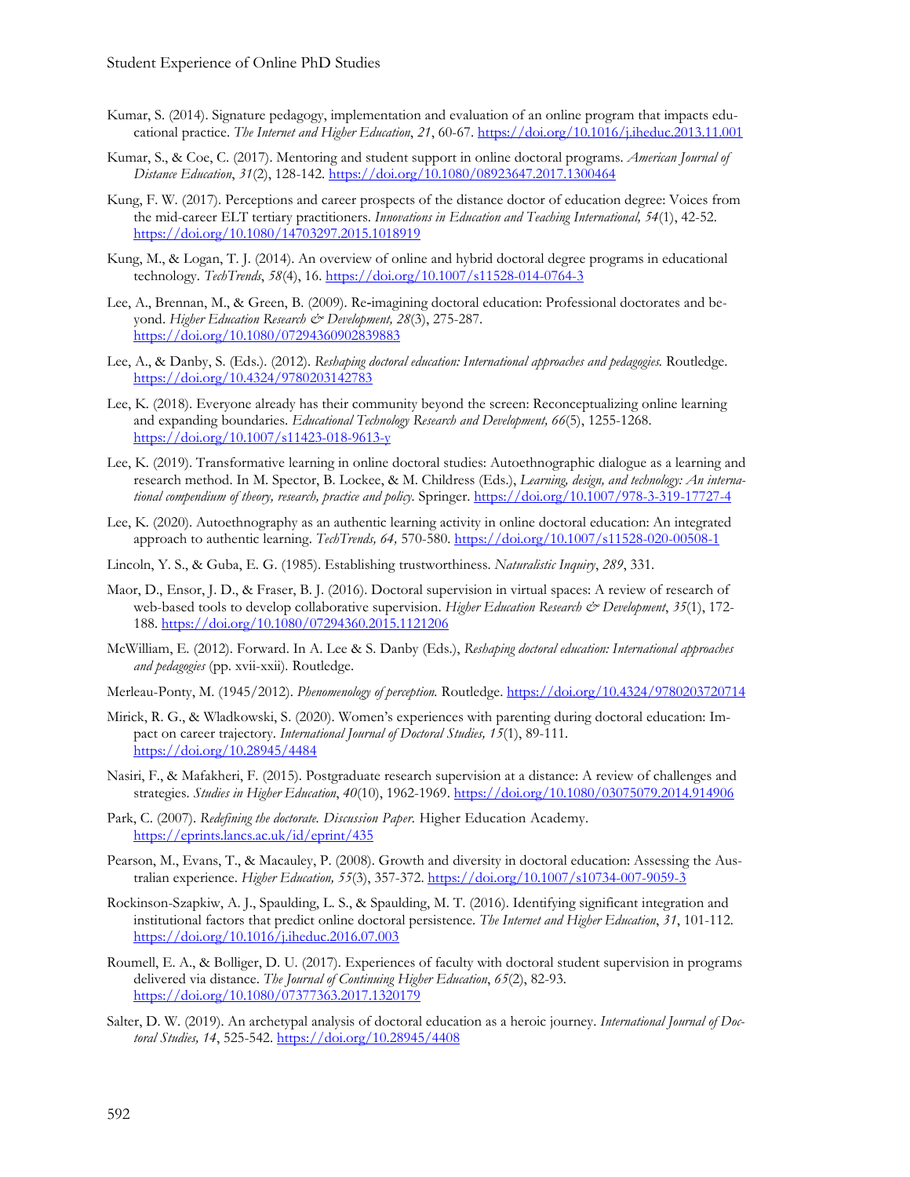Kumar, S. (2014). Signature pedagogy, implementation and evaluation of an online program that impacts educational practice. *The Internet and Higher Education*, *21*, 60-67. https://doi.org/10.1016/j.iheduc.2013.11.001

Kumar, S., & Coe, C. (2017). Mentoring and student support in online doctoral programs. *American Journal of Distance Education*, *31*(2), 128-142. https://doi.org/10.1080/08923647.2017.1300464

Kung, F. W. (2017). Perceptions and career prospects of the distance doctor of education degree: Voices from the mid-career ELT tertiary practitioners. *Innovations in Education and Teaching International, 54*(1), 42-52. https://doi.org/10.1080/14703297.2015.1018919

Kung, M., & Logan, T. J. (2014). An overview of online and hybrid doctoral degree programs in educational technology. *TechTrends*, *58*(4), 16. https://doi.org/10.1007/s11528-014-0764-3

Lee, A., Brennan, M., & Green, B. (2009). Re-imagining doctoral education: Professional doctorates and beyond. *Higher Education Research & Development, 28*(3), 275-287. https://doi.org/10.1080/07294360902839883

Lee, A., & Danby, S. (Eds.). (2012). *Reshaping doctoral education: International approaches and pedagogies.* Routledge. https://doi.org/10.4324/9780203142783

Lee, K. (2018). Everyone already has their community beyond the screen: Reconceptualizing online learning and expanding boundaries. *Educational Technology Research and Development, 66*(5), 1255-1268. https://doi.org/10.1007/s11423-018-9613-y

Lee, K. (2019). Transformative learning in online doctoral studies: Autoethnographic dialogue as a learning and research method. In M. Spector, B. Lockee, & M. Childress (Eds.), *Learning, design, and technology: An international compendium of theory, research, practice and policy.* Springer. https://doi.org/10.1007/978-3-319-17727-4

Lee, K. (2020). Autoethnography as an authentic learning activity in online doctoral education: An integrated approach to authentic learning. *TechTrends, 64,* 570-580. https://doi.org/10.1007/s11528-020-00508-1

Lincoln, Y. S., & Guba, E. G. (1985). Establishing trustworthiness. *Naturalistic Inquiry*, *289*, 331.

Maor, D., Ensor, J. D., & Fraser, B. J. (2016). Doctoral supervision in virtual spaces: A review of research of web-based tools to develop collaborative supervision. *Higher Education Research & Development*, *35*(1), 172-188. https://doi.org/10.1080/07294360.2015.1121206

McWilliam, E. (2012). Forward. In A. Lee & S. Danby (Eds.), *Reshaping doctoral education: International approaches and pedagogies* (pp. xvii-xxii). Routledge.

Merleau-Ponty, M. (1945/2012). *Phenomenology of perception.* Routledge. https://doi.org/10.4324/9780203720714

Mirick, R. G., & Wladkowski, S. (2020). Women's experiences with parenting during doctoral education: Impact on career trajectory. *International Journal of Doctoral Studies, 15*(1), 89-111. https://doi.org/10.28945/4484

Nasiri, F., & Mafakheri, F. (2015). Postgraduate research supervision at a distance: A review of challenges and strategies. *Studies in Higher Education*, *40*(10), 1962-1969. https://doi.org/10.1080/03075079.2014.914906

Park, C. (2007). *Redefining the doctorate. Discussion Paper.* Higher Education Academy. https://eprints.lancs.ac.uk/id/eprint/435

Pearson, M., Evans, T., & Macauley, P. (2008). Growth and diversity in doctoral education: Assessing the Australian experience. *Higher Education, 55*(3), 357-372. https://doi.org/10.1007/s10734-007-9059-3

Rockinson-Szapkiw, A. J., Spaulding, L. S., & Spaulding, M. T. (2016). Identifying significant integration and institutional factors that predict online doctoral persistence. *The Internet and Higher Education*, *31*, 101-112. https://doi.org/10.1016/j.iheduc.2016.07.003

Roumell, E. A., & Bolliger, D. U. (2017). Experiences of faculty with doctoral student supervision in programs delivered via distance. *The Journal of Continuing Higher Education*, *65*(2), 82-93. https://doi.org/10.1080/07377363.2017.1320179

Salter, D. W. (2019). An archetypal analysis of doctoral education as a heroic journey. *International Journal of Doctoral Studies, 14*, 525-542. https://doi.org/10.28945/4408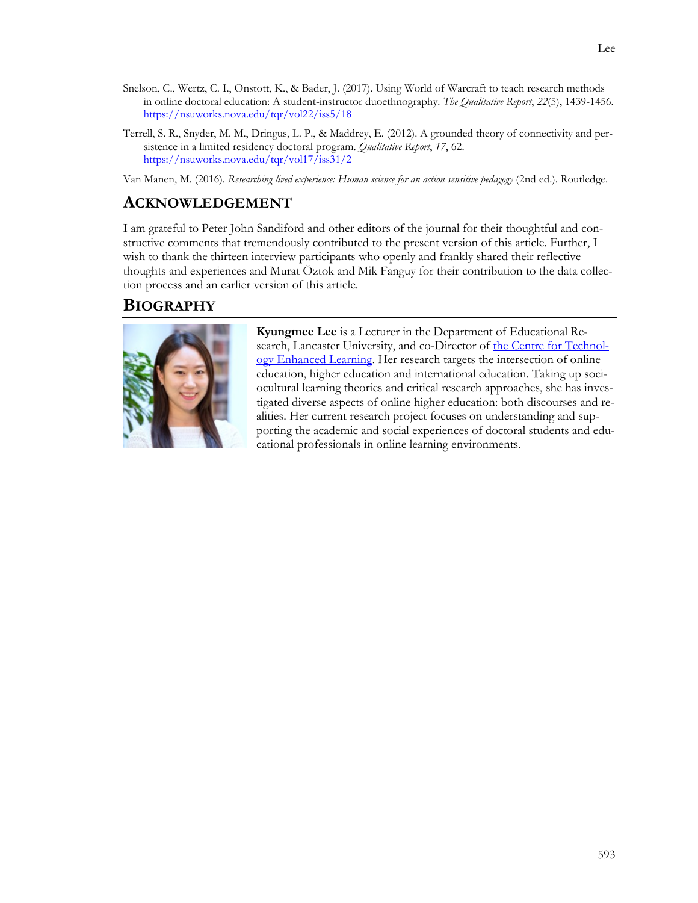Snelson, C., Wertz, C. I., Onstott, K., & Bader, J. (2017). Using World of Warcraft to teach research methods in online doctoral education: A student-instructor duoethnography. *The Qualitative Report*, *22*(5), 1439-1456. https://nsuworks.nova.edu/tqr/vol22/iss5/18

Terrell, S. R., Snyder, M. M., Dringus, L. P., & Maddrey, E. (2012). A grounded theory of connectivity and persistence in a limited residency doctoral program. *Qualitative Report*, *17*, 62. https://nsuworks.nova.edu/tqr/vol17/iss31/2

Van Manen, M. (2016). *Researching lived experience: Human science for an action sensitive pedagogy* (2nd ed.). Routledge.

## ACKNOWLEDGEMENT

I am grateful to Peter John Sandiford and other editors of the journal for their thoughtful and constructive comments that tremendously contributed to the present version of this article. Further, I wish to thank the thirteen interview participants who openly and frankly shared their reflective thoughts and experiences and Murat Öztok and Mik Fanguy for their contribution to the data collection process and an earlier version of this article.

## BIOGRAPHY

**Kyungmee Lee** is a Lecturer in the Department of Educational Research, Lancaster University, and co-Director of [the Centre for Technology Enhanced Learning](). Her research targets the intersection of online education, higher education and international education. Taking up sociocultural learning theories and critical research approaches, she has investigated diverse aspects of online higher education: both discourses and realities. Her current research project focuses on understanding and supporting the academic and social experiences of doctoral students and educational professionals in online learning environments.